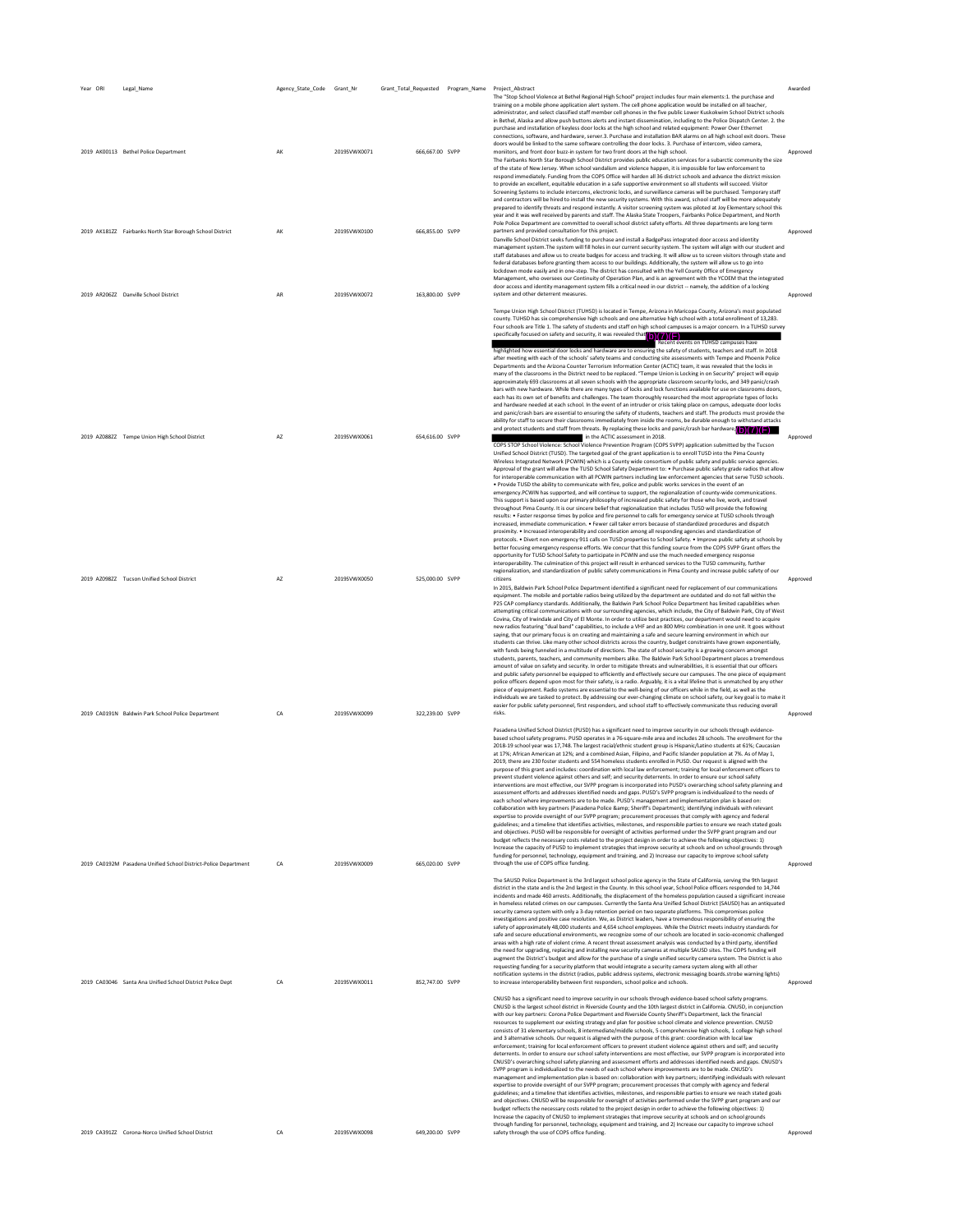| Year | ORI | Legal_Name | Agency_State_Code | Grant_Nr | Grant_Total_Requested | Program_Name | Project_Abstract | Awarded |
|---|---|---|---|---|---|---|---|---|
| 2019 | AK00113 | Bethel Police Department | AK | 2019SVWX0071 | 666,667.00 | SVPP | The "Stop School Violence at Bethel Regional High School" project includes four main elements:1. the purchase and training on a mobile phone application alert system. The cell phone application would be installed on all teacher, administrator, and select classified staff member cell phones in the five public Lower Kuskokwim School District schools in Bethel, Alaska and allow push buttons alerts and instant dissemination, including to the Police Dispatch Center. 2. the purchase and installation of keyless door locks at the high school and related equipment: Power Over Ethernet connections, software, and hardware, server.3. Purchase and installation BAR alarms on all high school exit doors. These doors would be linked to the same software controlling the door locks. 3. Purchase of intercom, video camera, monitors, and front door buzz-in system for two front doors at the high school. | Approved |
| 2019 | AK181ZZ | Fairbanks North Star Borough School District | AK | 2019SVWX0100 | 666,855.00 | SVPP | The Fairbanks North Star Borough School District provides public education services for a subarctic community the size of the state of New Jersey. When school vandalism and violence happen, it is impossible for law enforcement to respond immediately. Funding from the COPS Office will harden all 36 district schools and advance the district mission to provide an excellent, equitable education in a safe supportive environment so all students will succeed. Visitor Screening Systems to include intercoms, electronic locks, and surveillance cameras will be purchased. Temporary staff and contractors will be hired to install the new security systems. With this award, school staff will be more adequately prepared to identify threats and respond instantly. A visitor screening system was piloted at Joy Elementary school this year and it was well received by parents and staff. The Alaska State Troopers, Fairbanks Police Department, and North Pole Police Department are committed to overall school district safety efforts. All three departments are long term partners and provided consultation for this project. | Approved |
| 2019 | AR206ZZ | Danville School District | AR | 2019SVWX0072 | 163,800.00 | SVPP | Danville School District seeks funding to purchase and install a BadgePass integrated door access and identity management system.The system will fill holes in our current security system. The system will align with our student and staff databases and allow us to create badges for access and tracking. It will allow us to screen visitors through state and federal databases before granting them access to our buildings. Additionally, the system will allow us to go into lockdown mode easily and in one-step. The district has consulted with the Yell County Office of Emergency Management, who oversees our Continuity of Operation Plan, and is an agreement with the YCOEM that the integrated door access and identity management system fills a critical need in our district -- namely, the addition of a locking system and other deterrent measures. | Approved |
| 2019 | AZ088ZZ | Tempe Union High School District | AZ | 2019SVWX0061 | 654,616.00 | SVPP | Tempe Union High School District (TUHSD) is located in Tempe, Arizona in Maricopa County, Arizona's most populated county. TUHSD has six comprehensive high schools and one alternative high school with a total enrollment of 13,283. Four schools are Title 1. The safety of students and staff on high school campuses is a major concern. In a TUHSD survey specifically focused on safety and security, it was revealed that (b)(7)(F) Recent events on TUHSD campuses have highlighted how essential door locks and hardware are to ensuring the safety of students, teachers and staff. In 2018 after meeting with each of the schools' safety teams and conducting site assessments with Tempe and Phoenix Police Departments and the Arizona Counter Terrorism Information Center (ACTIC) team, it was revealed that the locks in many of the classrooms in the District need to be replaced. "Tempe Union is Locking in on Security" project will equip approximately 693 classrooms at all seven schools with the appropriate classroom security locks, and 349 panic/crash bars with new hardware. While there are many types of locks and lock functions available for use on classrooms doors, each has its own set of benefits and challenges. The team thoroughly researched the most appropriate types of locks and hardware needed at each school. In the event of an intruder or crisis taking place on campus, adequate door locks and panic/crash bars are essential to ensuring the safety of students, teachers and staff. The products must provide the ability for staff to secure their classrooms immediately from inside the rooms, be durable enough to withstand attacks and protect students and staff from threats. By replacing these locks and panic/crash bar hardware, (b)(7)(F) in the ACTIC assessment in 2018. | Approved |
| 2019 | AZ098ZZ | Tucson Unified School District | AZ | 2019SVWX0050 | 525,000.00 | SVPP | COPS STOP School Violence: School Violence Prevention Program (COPS SVPP) application submitted by the Tucson Unified School District (TUSD). The targeted goal of the grant application is to enroll TUSD into the Pima County Wireless Integrated Network (PCWIN) which is a County wide consortium of public safety and public service agencies. Approval of the grant will allow the TUSD School Safety Department to: • Purchase public safety grade radios that allow for interoperable communication with all PCWIN partners including law enforcement agencies that serve TUSD schools. • Provide TUSD the ability to communicate with fire, police and public works services in the event of an emergency.PCWIN has supported, and will continue to support, the regionalization of county-wide communications. This support is based upon our primary philosophy of increased public safety for those who live, work, and travel throughout Pima County. It is our sincere belief that regionalization that includes TUSD will provide the following results: • Faster response times by police and fire personnel to calls for emergency service at TUSD schools through increased, immediate communication. • Fewer call taker errors because of standardized procedures and dispatch proximity. • Increased interoperability and coordination among all responding agencies and standardization of protocols. • Divert non-emergency 911 calls on TUSD properties to School Safety. • Improve public safety at schools by better focusing emergency response efforts. We concur that this funding source from the COPS SVPP Grant offers the opportunity for TUSD School Safety to participate in PCWIN and use the much needed emergency response interoperability. The culmination of this project will result in enhanced services to the TUSD community, further regionalization, and standardization of public safety communications in Pima County and increase public safety of our citizens | Approved |
| 2019 | CA0191N | Baldwin Park School Police Department | CA | 2019SVWX0099 | 322,239.00 | SVPP | In 2015, Baldwin Park School Police Department identified a significant need for replacement of our communications equipment. The mobile and portable radios being utilized by the department are outdated and do not fall within the P25 CAP compliancy standards. Additionally, the Baldwin Park School Police Department has limited capabilities when attempting critical communications with our surrounding agencies, which include, the City of Baldwin Park, City of West Covina, City of Irwindale and City of El Monte. In order to utilize best practices, our department would need to acquire new radios featuring "dual band" capabilities, to include a VHF and an 800 MHz combination in one unit. It goes without saying, that our primary focus is on creating and maintaining a safe and secure learning environment in which our students can thrive. Like many other school districts across the country, budget constraints have grown exponentially, with funds being funneled in a multitude of directions. The state of school security is a growing concern amongst students, parents, teachers, and community members alike. The Baldwin Park School Department places a tremendous amount of value on safety and security. In order to mitigate threats and vulnerabilities, it is essential that our officers and public safety personnel be equipped to efficiently and effectively secure our campuses. The one piece of equipment police officers depend upon most for their safety, is a radio. Arguably, it is a vital lifeline that is unmatched by any other piece of equipment. Radio systems are essential to the well-being of our officers while in the field, as well as the individuals we are tasked to protect. By addressing our ever-changing climate on school safety, our key goal is to make it easier for public safety personnel, first responders, and school staff to effectively communicate thus reducing overall risks. | Approved |
| 2019 | CA0192M | Pasadena Unified School District-Police Department | CA | 2019SVWX0009 | 665,020.00 | SVPP | Pasadena Unified School District (PUSD) has a significant need to improve security in our schools through evidence-based school safety programs. PUSD operates in a 76-square-mile area and includes 28 schools. The enrollment for the 2018-19 school year was 17,748. The largest racial/ethnic student group is Hispanic/Latino students at 61%; Caucasian at 17%; African American at 12%; and a combined Asian, Filipino, and Pacific Islander population at 7%. As of May 1, 2019, there are 230 foster students and 554 homeless students enrolled in PUSD. Our request is aligned with the purpose of this grant and includes: coordination with local law enforcement; training for local enforcement officers to prevent student violence against others and self; and security deterrents. In order to ensure our school safety interventions are most effective, our SVPP program is incorporated into PUSD's overarching school safety planning and assessment efforts and addresses identified needs and gaps. PUSD's SVPP program is individualized to the needs of each school where improvements are to be made. PUSD's management and implementation plan is based on: collaboration with key partners (Pasadena Police &amp; Sheriff's Department); identifying individuals with relevant expertise to provide oversight of our SVPP program; procurement processes that comply with agency and federal guidelines; and a timeline that identifies activities, milestones, and responsible parties to ensure we reach stated goals and objectives. PUSD will be responsible for oversight of activities performed under the SVPP grant program and our budget reflects the necessary costs related to the project design in order to achieve the following objectives: 1) Increase the capacity of PUSD to implement strategies that improve security at schools and on school grounds through funding for personnel, technology, equipment and training, and 2) Increase our capacity to improve school safety through the use of COPS office funding. | Approved |
| 2019 | CA03046 | Santa Ana Unified School District Police Dept | CA | 2019SVWX0011 | 852,747.00 | SVPP | The SAUSD Police Department is the 3rd largest school police agency in the State of California, serving the 9th largest district in the state and is the 2nd largest in the County. In this school year, School Police officers responded to 14,744 incidents and made 460 arrests. Additionally, the displacement of the homeless population caused a significant increase in homeless related crimes on our campuses. Currently the Santa Ana Unified School District (SAUSD) has an antiquated security camera system with only a 3-day retention period on two separate platforms. This compromises police investigations and positive case resolution. We, as District leaders, have a tremendous responsibility of ensuring the safety of approximately 48,000 students and 4,654 school employees. While the District meets industry standards for safe and secure educational environments, we recognize some of our schools are located in socio-economic challenged areas with a high rate of violent crime. A recent threat assessment analysis was conducted by a third party, identified the need for upgrading, replacing and installing new security cameras at multiple SAUSD sites. The COPS funding will augment the District's budget and allow for the purchase of a single unified security camera system. The District is also requesting funding for a security platform that would integrate a security camera system along with all other notification systems in the district (radios, public address systems, electronic messaging boards.strobe warning lights) to increase interoperability between first responders, school police and schools. | Approved |
| 2019 | CA391ZZ | Corona-Norco Unified School District | CA | 2019SVWX0098 | 649,200.00 | SVPP | CNUSD has a significant need to improve security in our schools through evidence-based school safety programs. CNUSD is the largest school district in Riverside County and the 10th largest district in California. CNUSD, in conjunction with our key partners: Corona Police Department and Riverside County Sheriff's Department, lack the financial resources to supplement our existing strategy and plan for positive school climate and violence prevention. CNUSD consists of 31 elementary schools, 8 intermediate/middle schools, 5 comprehensive high schools, 1 college high school and 3 alternative schools. Our request is aligned with the purpose of this grant: coordination with local law enforcement; training for local enforcement officers to prevent student violence against others and self; and security deterrents. In order to ensure our school safety interventions are most effective, our SVPP program is incorporated into CNUSD's overarching school safety planning and assessment efforts and addresses identified needs and gaps. CNUSD's SVPP program is individualized to the needs of each school where improvements are to be made. CNUSD's management and implementation plan is based on: collaboration with key partners; identifying individuals with relevant expertise to provide oversight of our SVPP program; procurement processes that comply with agency and federal guidelines; and a timeline that identifies activities, milestones, and responsible parties to ensure we reach stated goals and objectives. CNUSD will be responsible for oversight of activities performed under the SVPP grant program and our budget reflects the necessary costs related to the project design in order to achieve the following objectives: 1) Increase the capacity of CNUSD to implement strategies that improve security at schools and on school grounds through funding for personnel, technology, equipment and training, and 2) Increase our capacity to improve school safety through the use of COPS office funding. | Approved |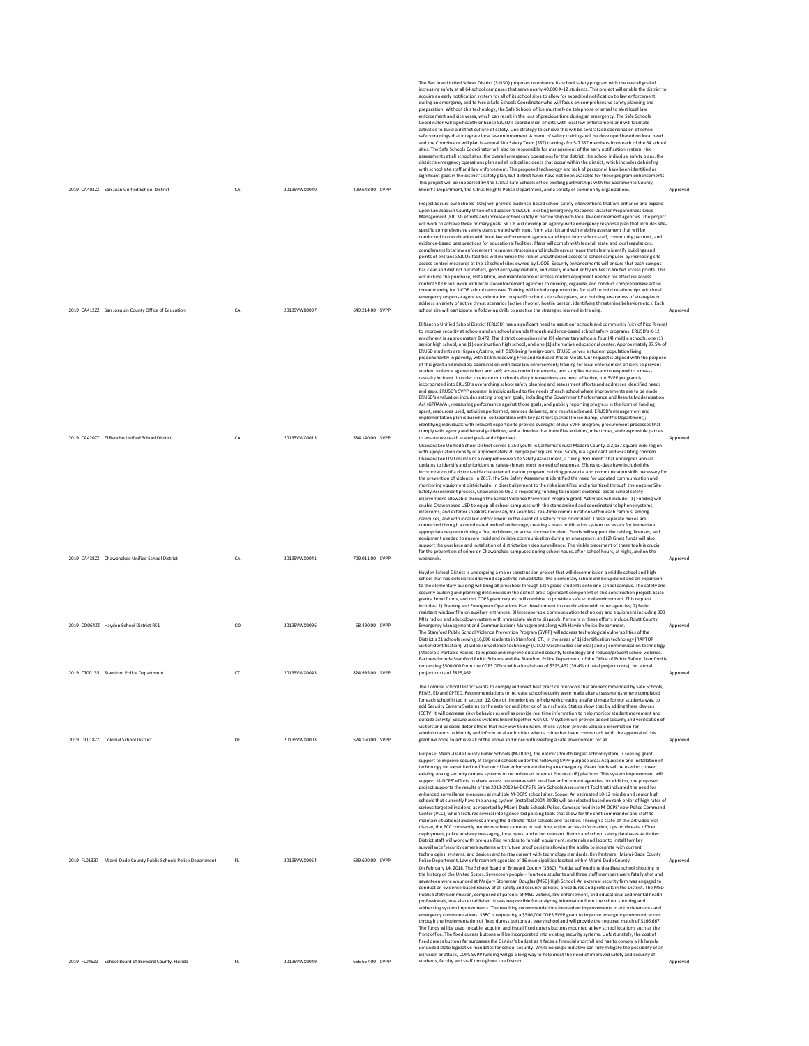| 2019 | CA402ZZ | San Juan Unified School District | CA | 2019SVWX0040 | 409,648.00 | SVPP | The San Juan Unified School District (SJUSD) proposes to enhance its school safety program with the overall goal of increasing safety at all 64 school campuses that serve nearly 40,000 K-12 students. This project will enable the district to acquire an early notification system for all of its school sites to allow for expedited notification to law enforcement during an emergency and to hire a Safe Schools Coordinator who will focus on comprehensive safety planning and preparation. Without this technology, the Safe Schools office must rely on telephone or email to alert local law enforcement and vice versa, which can result in the loss of precious time during an emergency. The Safe Schools Coordinator will significantly enhance SJUSD's coordination efforts with local law enforcement and will facilitate activities to build a district culture of safety. One strategy to achieve this will be centralized coordination of school safety trainings that integrate local law enforcement. A menu of safety trainings will be developed based on local need and the Coordinator will plan bi-annual Site Safety Team (SST) trainings for 5-7 SST members from each of the 64 school sites. The Safe Schools Coordinator will also be responsible for management of the early notification system, risk assessments at all school sites, the overall emergency operations for the district, the school individual safety plans, the district's emergency operations plan and all critical incidents that occur within the district, which includes debriefing with school site staff and law enforcement. The proposed technology and lack of personnel have been identified as significant gaps in the district's safety plan, but district funds have not been available for these program enhancements. This project will be supported by the SJUSD Safe Schools office existing partnerships with the Sacramento County Sheriff's Department, the Citrus Heights Police Department, and a variety of community organizations. | Approved |
|---|---|---|---|---|---|---|---|---|
| 2019 | CA412ZZ | San Joaquin County Office of Education | CA | 2019SVWX0097 | 649,214.00 | SVPP | Project Secure our Schools (SOS) will provide evidence-based school safety interventions that will enhance and expand upon San Joaquin County Office of Education's (SJCOE) existing Emergency Response Disaster Preparedness Crisis Management (ERCM) efforts and increase school safety in partnership with local law enforcement agencies. The project will work to achieve three primary goals. SJCOE will develop an agency-wide emergency response plan that includes site-specific comprehensive safety plans created with input from site risk and vulnerability assessment that will be conducted in coordination with local law enforcement agencies and input from school staff, community partners, and evidence-based best practices for educational facilities. Plans will comply with federal, state and local regulations, complement local law enforcement response strategies and include egress maps that clearly identify buildings and points of entrance.SJCOE facilities will minimize the risk of unauthorized access to school campuses by increasing site access control measures at the 12 school sites owned by SJCOE. Security enhancements will ensure that each campus has clear and distinct perimeters, good entryway visibility, and clearly marked entry routes to limited access points. This will include the purchase, installation, and maintenance of access control equipment needed for effective access control.SJCOE will work with local law enforcement agencies to develop, organize, and conduct comprehensive active threat training for SJCOE school campuses. Training will include opportunities for staff to build relationships with local emergency response agencies, orientation to specific school site safety plans, and building awareness of strategies to address a variety of active threat scenarios (active shooter, hostile person, identifying threatening behaviors etc.). Each school site will participate in follow-up drills to practice the strategies learned in training. | Approved |
| 2019 | CA420ZZ | El Rancho Unified School District | CA | 2019SVWX0013 | 534,140.00 | SVPP | El Rancho Unified School District (ERUSD) has a significant need to assist our schools and community (city of Pico Rivera) to improve security at schools and on school grounds through evidence-based school safety programs. ERUSD's K-12 enrollment is approximately 8,472. The district comprises nine (9) elementary schools, four (4) middle schools, one (1) senior high school, one (1) continuation high school, and one (1) alternative educational center. Approximately 97.5% of ERUSD students are Hispanic/Latino, with 51% being foreign-born. ERUSD serves a student population living predominantly in poverty, with 82.6% receiving Free and Reduced Priced Meals. Our request is aligned with the purpose of this grant and includes: coordination with local law enforcement; training for local enforcement officers to prevent student violence against others and self; access control deterrents; and supplies necessary to respond to a mass-casualty incident. In order to ensure our school safety interventions are most effective, our SVPP program is incorporated into ERUSD's overarching school safety planning and assessment efforts and addresses identified needs and gaps. ERUSD's SVPP program is individualized to the needs of each school where improvements are to be made. ERUSD's evaluation includes setting program goals, including the Government Performance and Results Modernization Act (GPRAMA), measuring performance against those goals, and publicly reporting progress in the form of funding spent, resources used, activities performed, services delivered, and results achieved. ERUSD's management and implementation plan is based on: collaboration with key partners (School Police &amp; Sheriff's Department); identifying individuals with relevant expertise to provide oversight of our SVPP program; procurement processes that comply with agency and federal guidelines; and a timeline that identifies activities, milestones, and responsible parties to ensure we reach stated goals and objectives. | Approved |
| 2019 | CA438ZZ | Chawanakee Unified School District | CA | 2019SVWX0041 | 709,011.00 | SVPP | Chawanakee Unified School District serves 1,350 youth in California's rural Madera County, a 2,137 square-mile region with a population density of approximately 70 people per square mile. Safety is a significant and escalating concern. Chawanakee USD maintains a comprehensive Site Safety Assessment, a "living document" that undergoes annual updates to identify and prioritize the safety-threats most in-need of response. Efforts to-date have included the incorporation of a district-wide character education program, building pro-social and communication skills necessary for the prevention of violence. In 2017, the Site Safety Assessment identified the need for updated communication and monitoring equipment districtwide. In direct alignment to the risks identified and prioritized through the ongoing Site Safety Assessment process, Chawanakee USD is requesting funding to support evidence-based school safety interventions allowable through the School Violence Prevention Program grant. Activities will include: (1) Funding will enable Chawanakee USD to equip all school campuses with the standardized and coordinated telephone systems, intercoms, and exterior speakers necessary for seamless, real-time communication within each campus, among campuses, and with local law enforcement in the event of a safety crisis or incident. These separate pieces are connected through a coordinated web of technology, creating a mass notification system necessary for immediate appropriate response during a fire, lockdown, or active shooter incident. Funds will support the cabling, licenses, and equipment needed to ensure rapid and reliable communication during an emergency; and (2) Grant funds will also support the purchase and installation of districtwide video surveillance. The visible placement of these tools is crucial for the prevention of crime on Chawanakee campuses during school hours, after-school hours, at night, and on the weekends. | Approved |
| 2019 | CO064ZZ | Hayden School District RE1 | CO | 2019SVWX0096 | 58,490.00 | SVPP | Hayden School District is undergoing a major construction project that will decommission a middle school and high school that has deteriorated beyond capacity to rehabilitate. The elementary school will be updated and an expansion to the elementary building will bring all preschool through 12th grade students onto one school campus. The safety and security building and planning deficiencies in the district are a significant component of this construction project. State grants, bond funds, and this COPS grant request will combine to provide a safe school environment. This request includes: 1) Training and Emergency Operations Plan development in coordination with other agencies; 2) Bullet resistant window film on auxiliary entrances; 3) Interoperable communication technology and equipment including 800 MHz radios and a lockdown system with immediate alert to dispatch. Partners in these efforts include Routt County Emergency Management and Communications Management along with Hayden Police Department. | Approved |
| 2019 | CT00135 | Stamford Police Department | CT | 2019SVWX0043 | 824,995.00 | SVPP | The Stamford Public School Violence Prevention Program (SVPP) will address technological vulnerabilities of the District's 21 schools serving 16,000 students in Stamford, CT., in the areas of 1) identification technology (RAPTOR visitor identification), 2) video surveillance technology (CISCO Meraki video cameras) and 3) communication technology (Motorola Portable Radios) to replace and improve outdated security technology and reduce/prevent school violence. Partners include Stamford Public Schools and the Stamford Police Department of the Office of Public Safety. Stamford is requesting $500,000 from the COPS Office with a local share of $325,462 (39.4% of total project costs); for a total project costs of $825,462. | Approved |
| 2019 | DE018ZZ | Colonial School District | DE | 2019SVWX0003 | 524,160.00 | SVPP | The Colonial School District wants to comply and meet best practice protocols that are recommended by Safe Schools, REMS. ED and CPTED. Recommendations to increase school security were made after assessments where completed for each school listed in section 12. One of the priorities to help with creating a safer climate for our students was, to add Security Camera Systems to the exterior and interior of our schools. Statics show that by adding these devices (CCTV) it will decrease risky behavior as well as provide real time information to help monitor student movement and outside activity. Secure assess systems linked together with CCTV system will provide added security and verification of visitors and possible deter others that may way to do harm. These system provide valuable information for administrators to identify and inform local authorities when a crime has been committed. With the approval of this grant we hope to achieve all of the above and more with creating a safe environment for all. | Approved |
| 2019 | FL01337 | Miami-Dade County Public Schools Police Department | FL | 2019SVWX0054 | 639,600.00 | SVPP | Purpose: Miami-Dade County Public Schools (M-DCPS), the nation's fourth largest school system, is seeking grant support to improve security at targeted schools under the following SVPP purpose area: Acquisition and installation of technology for expedited notification of law enforcement during an emergency. Grant funds will be used to convert existing analog security camera systems to record on an Internet Protocol (IP) platform. This system improvement will support M-DCPS' efforts to share access to cameras with local law enforcement agencies. In addition, the proposed project supports the results of the 2018-2019 M-DCPS FL Safe Schools Assessment Tool that indicated the need for enhanced surveillance measures at multiple M-DCPS school sites. Scope: An estimated 10-12 middle and senior high schools that currently have the analog system (installed 2004-2008) will be selected based on rank order of high rates of serious targeted incident, as reported by Miami-Dade Schools Police. Cameras feed into M-DCPS' new Police Command Center (PCC), which features several intelligence-led policing tools that allow for the shift commander and staff to maintain situational awareness among the districts' 400+ schools and facilities. Through a state-of-the-art video wall display, the PCC constantly monitors school cameras in real time, visitor access information, tips on threats, officer deployment, police advisory messaging, local news, and other relevant district and school safety databases.Activities: District staff will work with pre-qualified vendors to furnish equipment, materials and labor to install turnkey surveillance/security camera systems with future proof designs allowing the ability to integrate with current technologies, systems, and devices and to stay current with technology standards. Key Partners: Miami-Dade County Police Department, Law enforcement agencies of 16 municipalities located within Miami-Dade County. | Approved |
| 2019 | FL045ZZ | School Board of Broward County, Florida | FL | 2019SVWX0049 | 666,667.00 | SVPP | On February 14, 2018, The School Board of Broward County (SBBC), Florida, suffered the deadliest school shooting in the history of the United States. Seventeen people – fourteen students and three staff members were fatally shot and seventeen were wounded at Marjory Stoneman Douglas (MSD) High School. An external security firm was engaged to conduct an evidence-based review of all safety and security policies, procedures and protocols in the District. The MSD Public Safety Commission, composed of parents of MSD victims, law enforcement, and educational and mental health professionals, was also established. It was responsible for analyzing information from the school shooting and addressing system improvements. The resulting recommendations focused on improvements in entry deterrents and emergency communications. SBBC is requesting a $500,000 COPS SVPP grant to improve emergency communications through the implementation of fixed duress buttons at every school and will provide the required match of $166,667. The funds will be used to cable, acquire, and install fixed duress buttons mounted at key school locations such as the front office. The fixed duress buttons will be incorporated into existing security systems. Unfortunately, the cost of fixed duress buttons far surpasses the District's budget as it faces a financial shortfall and has to comply with largely unfunded state legislative mandates for school security. While no single initiative can fully mitigate the possibility of an intrusion or attack, COPS SVPP funding will go a long way to help meet the need of improved safety and security of students, faculty and staff throughout the District. | Approved |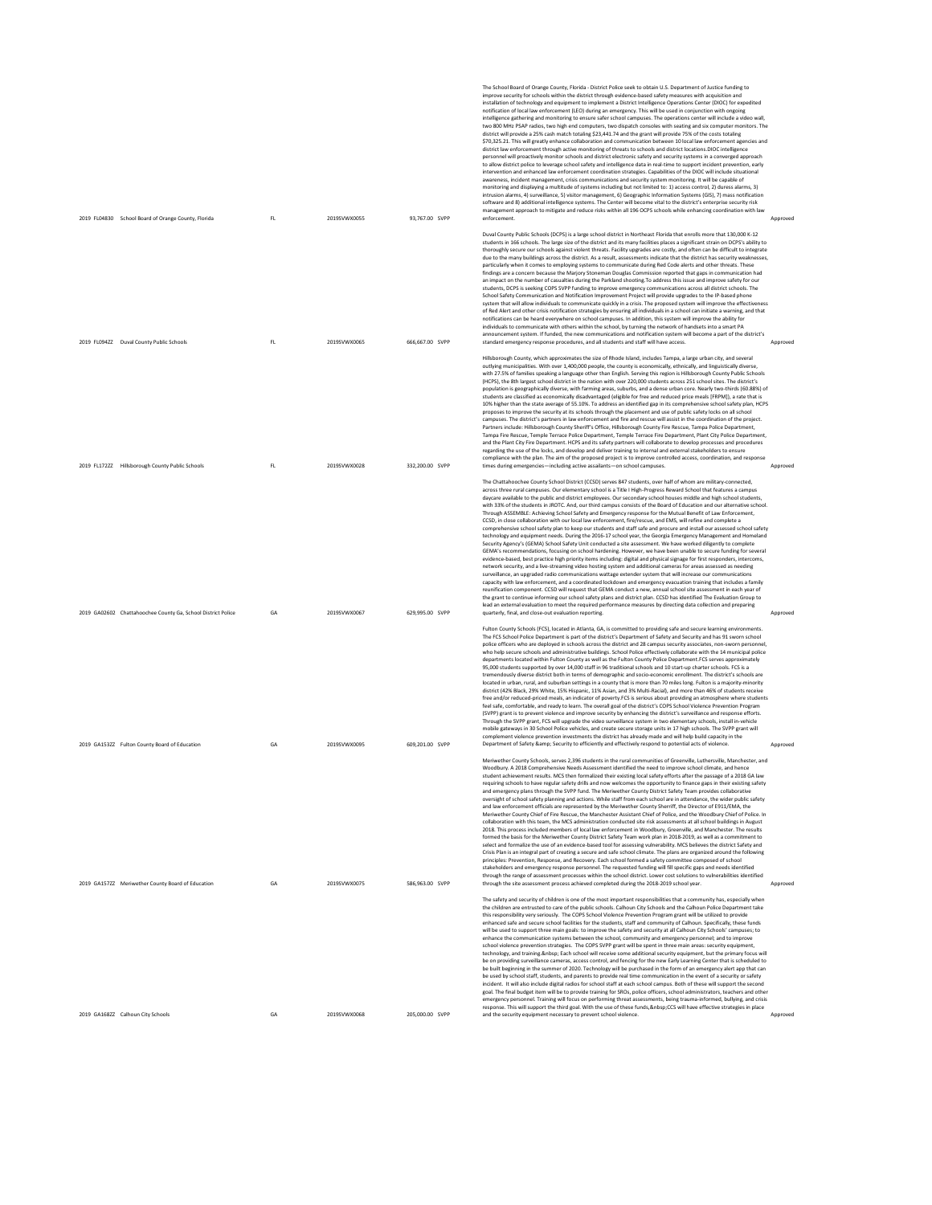| | | | | | | | |
|---|---|---|---|---|---|---|---|
| 2019 | FL04830 | School Board of Orange County, Florida | FL | 2019SVWX0055 | 93,767.00 | SVPP | The School Board of Orange County, Florida - District Police seek to obtain U.S. Department of Justice funding to improve security for schools within the district through evidence-based safety measures with acquisition and installation of technology and equipment to implement a District Intelligence Operations Center (DIOC) for expedited notification of local law enforcement (LEO) during an emergency. This will be used in conjunction with ongoing intelligence gathering and monitoring to ensure safer school campuses. The operations center will include a video wall, two 800 MHz PSAP radios, two high end computers, two dispatch consoles with seating and six computer monitors. The district will provide a 25% cash match totaling $23,441.74 and the grant will provide 75% of the costs totaling $70,325.21. This will greatly enhance collaboration and communication between 10 local law enforcement agencies and district law enforcement through active monitoring of threats to schools and district locations.DIOC intelligence personnel will proactively monitor schools and district electronic safety and security systems in a converged approach to allow district police to leverage school safety and intelligence data in real-time to support incident prevention, early intervention and enhanced law enforcement coordination strategies. Capabilities of the DIOC will include situational awareness, incident management, crisis communications and security system monitoring. It will be capable of monitoring and displaying a multitude of systems including but not limited to: 1) access control, 2) duress alarms, 3) intrusion alarms, 4) surveillance, 5) visitor management, 6) Geographic Information Systems (GIS), 7) mass notification software and 8) additional intelligence systems. The Center will become vital to the district's enterprise security risk management approach to mitigate and reduce risks within all 196 OCPS schools while enhancing coordination with law enforcement. | Approved |
| 2019 | FL0942Z | Duval County Public Schools | FL | 2019SVWX0065 | 666,667.00 | SVPP | Duval County Public Schools (DCPS) is a large school district in Northeast Florida that enrolls more than 130,000 K-12 students in 166 schools. The large size of the district and its many facilities places a significant strain on DCPS's ability to thoroughly secure our schools against violent threats. Facility upgrades are costly, and often can be difficult to integrate due to the many buildings across the district. As a result, assessments indicate that the district has security weaknesses, particularly when it comes to employing systems to communicate during Red Code alerts and other threats. These findings are a concern because the Marjory Stoneman Douglas Commission reported that gaps in communication had an impact on the number of casualties during the Parkland shooting.To address this issue and improve safety for our students, DCPS is seeking COPS SVPP funding to improve emergency communications across all district schools. The School Safety Communication and Notification Improvement Project will provide upgrades to the IP-based phone system that will allow individuals to communicate quickly in a crisis. The proposed system will improve the effectiveness of Red Alert and other crisis notification strategies by ensuring all individuals in a school can initiate a warning, and that notifications can be heard everywhere on school campuses. In addition, this system will improve the ability for individuals to communicate with others within the school, by turning the network of handsets into a smart PA announcement system. If funded, the new communications and notification system will become a part of the district's standard emergency response procedures, and all students and staff will have access. | Approved |
| 2019 | FL1722Z | Hillsborough County Public Schools | FL | 2019SVWX0028 | 332,200.00 | SVPP | Hillsborough County, which approximates the size of Rhode Island, includes Tampa, a large urban city, and several outlying municipalities. With over 1,400,000 people, the county is economically, ethnically, and linguistically diverse, with 27.5% of families speaking a language other than English. Serving this region is Hillsborough County Public Schools (HCPS), the 8th largest school district in the nation with over 220,000 students across 251 school sites. The district's population is geographically diverse, with farming areas, suburbs, and a dense urban core. Nearly two-thirds (60.88%) of students are classified as economically disadvantaged (eligible for free and reduced price meals [FRPM]), a rate that is 10% higher than the state average of 55.10%. To address an identified gap in its comprehensive school safety plan, HCPS proposes to improve the security at its schools through the placement and use of public safety locks on all school campuses. The district's partners in law enforcement and fire and rescue will assist in the coordination of the project. Partners include: Hillsborough County Sheriff's Office, Hillsborough County Fire Rescue, Tampa Police Department, Tampa Fire Rescue, Temple Terrace Police Department, Temple Terrace Fire Department, Plant City Police Department, and the Plant City Fire Department. HCPS and its safety partners will collaborate to develop processes and procedures regarding the use of the locks, and develop and deliver training to internal and external stakeholders to ensure compliance with the plan. The aim of the proposed project is to improve controlled access, coordination, and response times during emergencies—including active assailants—on school campuses. | Approved |
| 2019 | GA02602 | Chattahoochee County Ga, School District Police | GA | 2019SVWX0067 | 629,995.00 | SVPP | The Chattahoochee County School District (CCSD) serves 847 students, over half of whom are military-connected, across three rural campuses. Our elementary school is a Title I High-Progress Reward School that features a campus daycare available to the public and district employees. Our secondary school houses middle and high school students, with 33% of the students in JROTC. And, our third campus consists of the Board of Education and our alternative school. Through ASSEMBLE: Achieving School Safety and Emergency response for the Mutual Benefit of Law Enforcement, CCSD, in close collaboration with our local law enforcement, fire/rescue, and EMS, will refine and complete a comprehensive school safety plan to keep our students and staff safe and procure and install our assessed school safety technology and equipment needs. During the 2016-17 school year, the Georgia Emergency Management and Homeland Security Agency's (GEMA) School Safety Unit conducted a site assessment. We have worked diligently to complete GEMA's recommendations, focusing on school hardening. However, we have been unable to secure funding for several evidence-based, best practice high priority items including: digital and physical signage for first responders, intercoms, network security, and a live-streaming video hosting system and additional cameras for areas assessed as needing surveillance, an upgraded radio communications wattage extender system that will increase our communications capacity with law enforcement, and a coordinated lockdown and emergency evacuation training that includes a family reunification component. CCSD will request that GEMA conduct a new, annual school site assessment in each year of the grant to continue informing our school safety plans and district plan. CCSD has identified The Evaluation Group to lead an external evaluation to meet the required performance measures by directing data collection and preparing quarterly, final, and close-out evaluation reporting. | Approved |
| 2019 | GA1532Z | Fulton County Board of Education | GA | 2019SVWX0095 | 609,201.00 | SVPP | Fulton County Schools (FCS), located in Atlanta, GA, is committed to providing safe and secure learning environments. The FCS School Police Department is part of the district's Department of Safety and Security and has 91 sworn school police officers who are deployed in schools across the district and 28 campus security associates, non-sworn personnel, who help secure schools and administrative buildings. School Police effectively collaborate with the 14 municipal police departments located within Fulton County as well as the Fulton County Police Department.FCS serves approximately 95,000 students supported by over 14,000 staff in 96 traditional schools and 10 start-up charter schools. FCS is a tremendously diverse district both in terms of demographic and socio-economic enrollment. The district's schools are located in urban, rural, and suburban settings in a county that is more than 70 miles long. Fulton is a majority-minority district (42% Black, 29% White, 15% Hispanic, 11% Asian, and 3% Multi-Racial), and more than 46% of students receive free and/or reduced-priced meals, an indicator of poverty.FCS is serious about providing an atmosphere where students feel safe, comfortable, and ready to learn. The overall goal of the district's COPS School Violence Prevention Program (SVPP) grant is to prevent violence and improve security by enhancing the district's surveillance and response efforts. Through the SVPP grant, FCS will upgrade the video surveillance system in two elementary schools, install in-vehicle mobile gateways in 30 School Police vehicles, and create secure storage units in 17 high schools. The SVPP grant will complement violence prevention investments the district has already made and will help build capacity in the Department of Safety &amp; Security to efficiently and effectively respond to potential acts of violence. | Approved |
| 2019 | GA1572Z | Meriwether County Board of Education | GA | 2019SVWX0075 | 586,963.00 | SVPP | Meriwether County Schools, serves 2,396 students in the rural communities of Greenville, Luthersville, Manchester, and Woodbury. A 2018 Comprehensive Needs Assessment identified the need to improve school climate, and hence student achievement results. MCS then formalized their existing local safety efforts after the passage of a 2018 GA law requiring schools to have regular safety drills and now welcomes the opportunity to finance gaps in their existing safety and emergency plans through the SVPP fund. The Meriwether County District Safety Team provides collaborative oversight of school safety planning and actions. While staff from each school are in attendance, the wider public safety and law enforcement officials are represented by the Meriwether County Sherriff, the Director of E911/EMA, the Meriwether County Chief of Fire Rescue, the Manchester Assistant Chief of Police, and the Woodbury Chief of Police. In collaboration with this team, the MCS administration conducted site risk assessments at all school buildings in August 2018. This process included members of local law enforcement in Woodbury, Greenville, and Manchester. The results formed the basis for the Meriwether County District Safety Team work plan in 2018-2019, as well as a commitment to select and formalize the use of an evidence-based tool for assessing vulnerability. MCS believes the district Safety and Crisis Plan is an integral part of creating a secure and safe school climate. The plans are organized around the following principles: Prevention, Response, and Recovery. Each school formed a safety committee composed of school stakeholders and emergency response personnel. The requested funding will fill specific gaps and needs identified through the range of assessment processes within the school district. Lower cost solutions to vulnerabilities identified through the site assessment process achieved completed during the 2018-2019 school year. | Approved |
| 2019 | GA1682Z | Calhoun City Schools | GA | 2019SVWX0068 | 205,000.00 | SVPP | The safety and security of children is one of the most important responsibilities that a community has, especially when the children are entrusted to care of the public schools. Calhoun City Schools and the Calhoun Police Department take this responsibility very seriously. The COPS School Violence Prevention Program grant will be utilized to provide enhanced safe and secure school facilities for the students, staff and community of Calhoun. Specifically, these funds will be used to support three main goals: to improve the safety and security at all Calhoun City Schools' campuses; to enhance the communication systems between the school, community and emergency personnel; and to improve school violence prevention strategies. The COPS SVPP grant will be spent in three main areas: security equipment, technology, and training.&nbsp; Each school will receive some additional security equipment, but the primary focus will be on providing surveillance cameras, access control, and fencing for the new Early Learning Center that is scheduled to be built beginning in the summer of 2020. Technology will be purchased in the form of an emergency alert app that can be used by school staff, students, and parents to provide real time communication in the event of a security or safety incident. It will also include digital radios for school staff at each school campus. Both of these will support the second goal. The final budget item will be to provide training for SROs, police officers, school administrators, teachers and other emergency personnel. Training will focus on performing threat assessments, being trauma-informed, bullying, and crisis response. This will support the third goal. With the use of these funds,&nbsp;CCS will have effective strategies in place and the security equipment necessary to prevent school violence. | Approved |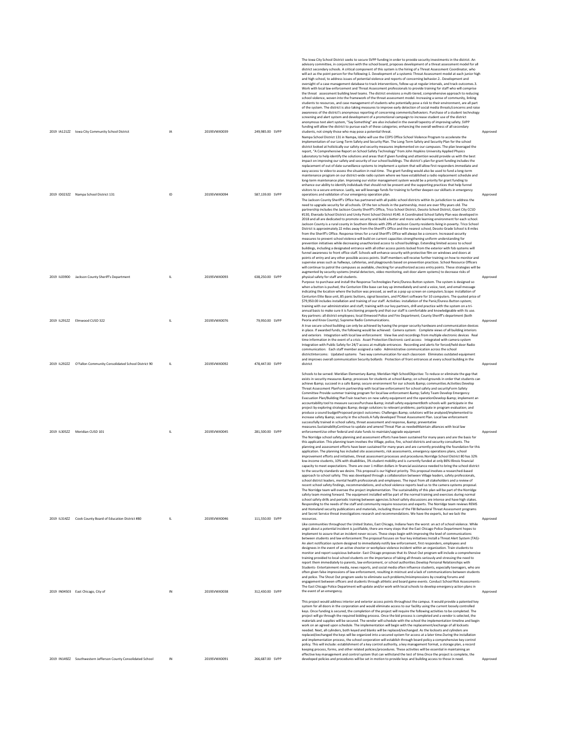| | | | | | | | |
|---|---|---|---|---|---|---|---|
| 2019 | IA121ZZ | Iowa City Community School District | IA | 2019SVWX0039 | 249,985.00 | SVPP | The Iowa City School District seeks to secure SVPP funding in order to provide security investments in the district. An advisory committee, in conjunction with the school board, proposes development of a threat assessment model for all district secondary schools. A critical component of this system is the hiring of a Threat Assessment Coordinator, who will act as the point person for the following:1. Development of a systemic Threat Assessment model at each junior high and high school, to address issues of potential violence and reports of concerning behavior.2.. Development and oversight of a case management database to track interventions, follow-up at regular intervals, and track outcomes.3. Work with local law enforcement and Threat Assessment professionals to provide training for staff who will comprise the threat assessment building level teams. The district envisions a multi-tiered, comprehensive approach to reducing school violence, woven into the framework of the threat assessment model. Increasing a sense of community, linking students to resources, and case management of students who potentially pose a risk to their environment, are all part of the system. The district is also taking measures to improve early detection of social media threats/concerns and raise awareness of the district's anonymous reporting of concerning comments/behaviors. Purchase of a student technology screening and alert system and development of a promotional campaign to increase student use of the district anonymous text alert system, "Say Something" are also included in the overall tapestry of improving safety. SVPP funding will allow the district to pursue each of these categories; enhancing the overall wellness of all secondary students, not simply those who may pose a potential threat. | Approved |
| 2019 | ID023ZZ | Nampa School District 131 | ID | 2019SVWX0094 | 587,139.00 | SVPP | Nampa School District 131 in Nampa, Idaho will use the COPS Office School Violence Program to accelerate the implementation of our Long-Term Safety and Security Plan. The Long-Term Safety and Security Plan for the school district looked at holistically our safety and security measures implemented on our campuses. The plan leveraged the report, "A Comprehensive Report on School Safety Technology" from John Hopkins University Applied Physics Laboratory to help identify the solutions and areas that if given funding and attention would provide us with the best impact on improving our safety and security of our school buildings. The district's plan for grant funding includes the replacement of out of date surveillance systems to implement a system that will allow first responders immediate and easy access to video to assess the situation in real-time. The grant funding would also be used to fund a long-term maintenance program on our district-wide radio system where we have established a radio replacement schedule and long-term maintenance plan. Improving our visitor management system would be a priority for grant funding to enhance our ability to identify individuals that should not be present and the supporting practices that help funnel visitors to a secure entrance. Lastly, we will leverage funds for training to further deepen our skillsets in emergency operations and validation of our emergency operation plan. | Approved |
| 2019 | IL03900 | Jackson County Sheriff's Department | IL | 2019SVWX0093 | 638,250.00 | SVPP | The Jackson County Sheriff's Office has partnered with all public school districts within its jurisdiction to address the need to upgrade security for all schools. Of the ten schools in the partnership, most are over fifty years old. The partnership includes the Jackson County Sheriff's Office, Trico School District, Desoto School District, Giant City CCSD #130, Elverado School District and Unity Point School District #140. A Coordinated School Safety Plan was developed in 2018 and all are dedicated to promote security and build a better and more safe learning environment for each school. Jackson County is a rural county in Southern Illinois with 29% of Jackson County residents living in poverty. Trico School District is approximately 22 miles away from the Sheriff's Office and the nearest school, Desoto Grade School is 8 miles from the Sheriff's Office. Response times for a rural Sheriff's Office will always be a concern. Increased security measures to prevent school violence will build on current capacities strengthening uniform understanding for prevention initiatives while decreasing unauthorized access to school buildings. Extending limited access to school buildings, including a designated entrance with all other access points locked from the exterior with fob systems will funnel awareness to front office staff. Schools will enhance security with protective film on windows and doors at points of entry and any other possible access points. Staff members will receive further training on how to monitor and supervise areas such as hallways, cafeterias, and playgrounds based on prevention practices. School Resource Officers will continue to patrol the campuses as available, checking for unauthorized access entry points. These strategies will be augmented by security systems (metal detectors, video monitoring, exit door alarm systems) to decrease risks of physical safety for staff and students. | Approved |
| 2019 | IL2912Z | Elmwood CUSD 322 | IL | 2019SVWX0076 | 79,950.00 | SVPP | Purpose: to purchase and install the Response Technologies Panic/Duress Button system. The system is designed so when a button is pushed, the Centurion Elite base can key up immediately and send a voice, text, and email message indicating the location where the button was pressed, as well as a pop up screen on computers.Scope: installation of Centurion Elite Base unit, 85 panic buttons, signal boosters, and PCAlert software for 10 computers. The quoted price of $79,950.00 includes installation and training of our staff. Activities: installation of the Panic/Duress Button system; training with our administration and staff, training with our key partners, drill and practice with the system on a tri-annual basis to make sure it is functioning properly and that our staff is comfortable and knowledgeable with its use. Key partners: all district employees; local Elmwood Police and Fire Department; County Sheriff's department (both Peoria and Knox County); Supreme Radio Communications. | Approved |
| 2019 | IL2922ZZ | O'Fallon Community Consolidated School District 90 | IL | 2019SVWX0092 | 478,447.00 | SVPP | A true secure school building can only be achieved by having the proper security hardware and communication devices in place. If awarded funds, the following would be achieved: Camera system: Complete views of all building interiors and exteriors Integration with local law enforcement View live and recordings from multiple electronic devices Real time information in the event of a crisis Asset Protection Electronic card access: Integrated with camera system Integration with Public Safety for 24/7 access at multiple entrances Recording and alerts for forced/held door Radio communication: Each staff member assigned a radio Administrative communication across the school districtIntercoms: Updated systems Two way communication for each classroom Eliminates outdated equipment and improves overall communication Security bollards Protection of front entrances at every school building in the district | Approved |
| 2019 | IL305ZZ | Meridian CUSD 101 | IL | 2019SVWX0045 | 281,500.00 | SVPP | Schools to be served: Meridian Elementary &amp; Meridian High SchoolObjective: To reduce or eliminate the gap that exists in security measures &amp; processes for students at school &amp; on school grounds in order that students can achieve &amp; succeed in a safe &amp; secure environment for our schools &amp; communities.Activities:Develop Threat Assessment PlanForm partnership with local law enforcement for school safety and securityForm Safety Committee Provide summer training program for local law enforcement &amp; Safety Team Develop Emergency Evacuation Plan/Building PlanTrain teachers on new safety equipment and the operationDevelop &amp; implement an accountability tool to measure successPurchase &amp; install safety equipmentBoth schools will: participate in the project by exploring strategies &amp; design solutions to relevant problems; participate in program evaluation; and produce a sound budgetProposed project outcomes: Challenges &amp; solutions will be analyzed/implemented to increase safety &amp; security in the schools.A fully developed Threat Assessment Plan. Local law enforcement successfully trained in school safety, threat assessment and response, &amp; preventative measures.SustainabilityContinue to update and amend Threat Plan as neededMaintain alliances with local law enforcementUse other federal and state funds to maintain/upgrade equipment | Approved |
| 2019 | IL314ZZ | Cook County Board of Education District #80 | IL | 2019SVWX0046 | 111,550.00 | SVPP | The Norridge school safety planning and assessment efforts have been sustained for many years and are the basis for this application. This planning team involves the Village, police, fire, school districts and security consultants. The planning and assessment efforts have been sustained for many years and are currently providing the foundation for this application. The planning has included site assessments, risk assessments, emergency operations plans, school improvement efforts and initiatives, threat assessment processes and procedures.Norridge School District 80 has 32% low-income students, 10% with disabilities, 3% student mobility and is currently funded at only 86% Illinois financial capacity to meet expectations. There are over 1 million dollars in financial assistance needed to bring the school district to the security standards we desire. This proposal is our highest priority. This proposal involves a researched-based approach to school safety. This was developed through a collaboration between Village leaders, safety professionals, school district leaders, mental health professionals and employees. The input from all stakeholders and a review of recent school safety findings, recommendations, and school violence reports lead us to the camera systems proposal. The Norridge team will oversee the project implementation. The sustainability of this plan will be part of the Norridge safety team moving forward. The equipment installed will be part of the normal training and exercises during normal school safety drills and periodic training between agencies.School safety discussions are intense and have high stakes. Responding to the needs of the staff and community require resources and experts. The Norridge team reviews REMS and Homeland security publications and materials, including those of the FBI Behavioral Threat Assessment programs and Secret Service threat investigations research and recommendations. We have the experts, but we lack the resources. | Approved |
| 2019 | IN04503 | East Chicago, City of | IN | 2019SVWX0038 | 312,430.00 | SVPP | Like communities throughout the United States, East Chicago, Indiana fears the worst: an act of school violence. While angst about a potential incident is justifiable, there are many steps that the East Chicago Police Department hopes to implement to assure that an incident never occurs. These steps begin with improving the level of communications between students and law enforcement.The proposal focuses on four key initiatives:Install a Threat Alert System (TAS)- An alert notification system designed to immediately notify law enforcement, first responders, employees and designees in the event of an active shooter or workplace violence incident within an organization. Train students to monitor and report suspicious behavior- East Chicago proposes that its Shout Out program will include a comprehensive training provided to local school students on the importance of taking all threats seriously and stressing the need to report them immediately to parents, law enforcement, or school authorities.Develop Personal Relationships with Students- Entertainment media, news reports, and social media often influence students, especially teenagers, who are often given false impressions of law enforcement, resulting in mistrust and a lack of communications between students and police. The Shout Out program seeks to eliminate such problems/misimpressions by creating forums and engagement between officers and students through athletic and board game events. Conduct School Risk Assessments- The East Chicago Police Department will update and/or work with local schools to develop emergency action plans in the event of an emergency. | Approved |
| 2019 | IN149ZZ | Southwestern Jefferson County Consolidated School | IN | 2019SVWX0091 | 266,687.00 | SVPP | This project would address interior and exterior access points throughout the campus. It would provide a patented key system for all doors in the corporation and would eliminate access to our facility using the current loosely controlled keys. Once funding is secured, the completion of the project will require the following activities to be completed. The project will go through the required bidding process. Once the bid process is completed and a vendor is selected, the materials and supplies will be secured. The vendor will schedule with the school the implementation timeline and begin work on an agreed upon schedule. The implementation will begin with the replacement/exchange of all locksets needed. Next, all cylinders, both keyed and blanks will be replaced/exchanged. As the locksets and cylinders are replaced/exchanged the keys will be organized into a secured system for access at a later time.During the installation and implementation process, the school corporation will establish through board policy a comprehensive key control policy. This will include: establishment of a key control authority, a key management format, a storage plan, a record keeping process, forms, and other related policies/procedures. These activities will be essential in maintaining an effective key management and control system that can withstand the test of time.Once the project is complete, the developed policies and procedures will be set in motion to provide keys and building access to those in need. | Approved |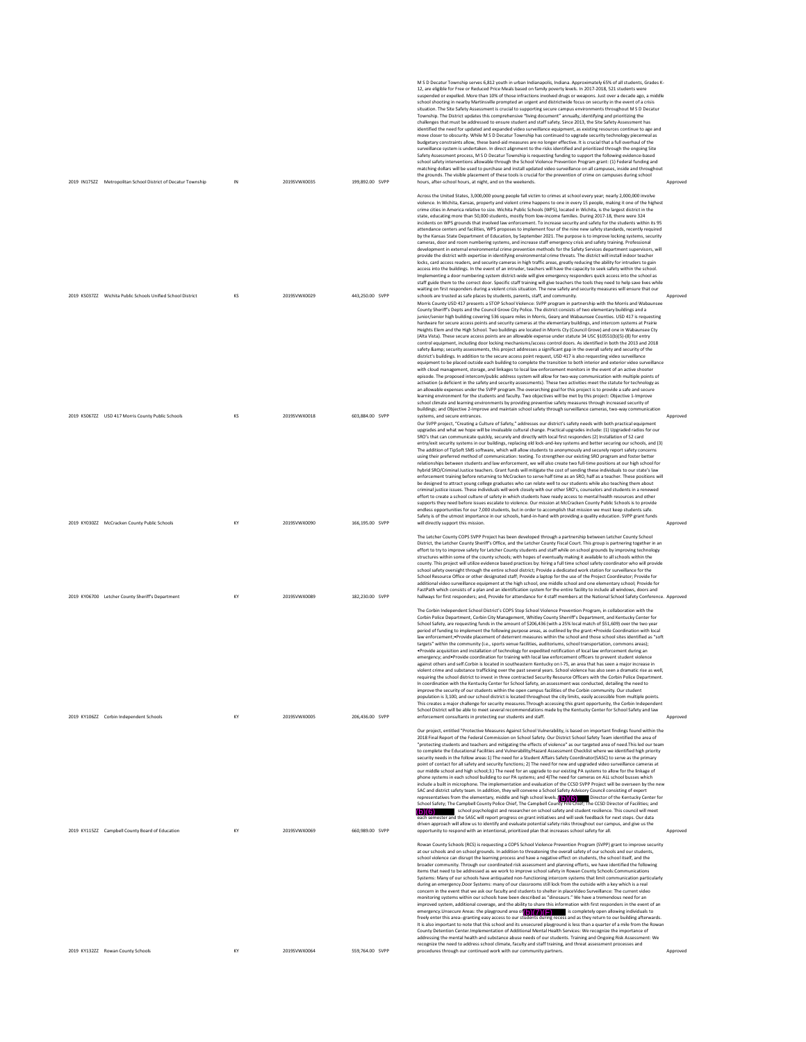| | | | | | | | |
|---|---|---|---|---|---|---|---|
| 2019 | IN175ZZ | Metropolitan School District of Decatur Township | IN | 2019SVWX0035 | 199,892.00 | SVPP | M S D Decatur Township serves 6,812 youth in urban Indianapolis, Indiana. Approximately 65% of all students, Grades K-12, are eligible for Free or Reduced Price Meals based on family poverty levels. In 2017-2018, 521 students were suspended or expelled. More than 10% of those infractions involved drugs or weapons. Just over a decade ago, a middle school shooting in nearby Martinsville prompted an urgent and districtwide focus on security in the event of a crisis situation. The Site Safety Assessment is crucial to supporting secure campus environments throughout M S D Decatur Township. The District updates this comprehensive "living document" annually, identifying and prioritizing the challenges that must be addressed to ensure student and staff safety. Since 2013, the Site Safety Assessment has identified the need for updated and expanded video surveillance equipment, as existing resources continue to age and move closer to obscurity. While M S D Decatur Township has continued to upgrade security technology piecemeal as budgetary constraints allow, these band-aid measures are no longer effective. It is crucial that a full overhaul of the surveillance system is undertaken. In direct alignment to the risks identified and prioritized through the ongoing Site Safety Assessment process, M S D Decatur Township is requesting funding to support the following evidence-based school safety interventions allowable through the School Violence Prevention Program grant: (1) Federal funding and matching dollars will be used to purchase and install updated video surveillance on all campuses, inside and throughout the grounds. The visible placement of these tools is crucial for the prevention of crime on campuses during school hours, after-school hours, at night, and on the weekends. | Approved |
| 2019 | KS037ZZ | Wichita Public Schools Unified School District | KS | 2019SVWX0029 | 443,250.00 | SVPP | Across the United States, 3,000,000 young people fall victim to crimes at school every year; nearly 2,000,000 involve violence. In Wichita, Kansas, property and violent crime happens to one in every 15 people, making it one of the highest crime cities in America relative to size. Wichita Public Schools (WPS), located in Wichita, is the largest district in the state, educating more than 50,000 students, mostly from low-income families. During 2017-18, there were 324 incidents on WPS grounds that involved law enforcement. To increase security and safety for the students within its 95 attendance centers and facilities, WPS proposes to implement four of the nine new safety standards, recently required by the Kansas State Department of Education, by September 2021. The purpose is to improve locking systems, security cameras, door and room numbering systems, and increase staff emergency crisis and safety training. Professional development in external environmental crime prevention methods for the Safety Services department supervisors, will provide the district with expertise in identifying environmental crime threats. The district will install indoor teacher locks, card access readers, and security cameras in high traffic areas, greatly reducing the ability for intruders to gain access into the buildings. In the event of an intruder, teachers will have the capacity to seek safety within the school. Implementing a door numbering system district-wide will give emergency responders quick access into the school as staff guide them to the correct door. Specific staff training will give teachers the tools they need to help save lives while waiting on first responders during a violent crisis situation. The new safety and security measures will ensure that our schools are trusted as safe places by students, parents, staff, and community. | Approved |
| 2019 | KS067ZZ | USD 417 Morris County Public Schools | KS | 2019SVWX0018 | 603,884.00 | SVPP | Morris County USD 417 presents a STOP School Violence: SVPP program in partnership with the Morris and Wabaunsee County Sheriff's Depts and the Council Grove City Police. The district consists of two elementary buildings and a junior/senior high building covering 536 square miles in Morris, Geary and Wabaunsee Counties. USD 417 is requesting hardware for secure access points and security cameras at the elementary buildings, and intercom systems at Prairie Heights Elem and the High School. Two buildings are located in Morris Cty (Council Grove) and one in Wabaunsee Cty (Alta Vista). These secure access points are an allowable expense under statute 34 USC §10551(b)(5)-(8) for entry control equipment, including door locking mechanisms/access control doors. As identified in both the 2013 and 2018 safety &amp; security assessments, this project addresses a significant gap in the overall safety and security of the district's buildings. In addition to the secure access point request, USD 417 is also requesting video surveillance equipment to be placed outside each building to complete the transition to both interior and exterior video surveillance with cloud management, storage, and linkages to local law enforcement monitors in the event of an active shooter episode. The proposed intercom/public address system will allow for two-way communication with multiple points of activation (a deficient in the safety and security assessments). These two activities meet the statute for technology as an allowable expenses under the SVPP program.The overarching goal for this project is to provide a safe and secure learning environment for the students and faculty. Two objectives will be met by this project: Objective 1-Improve school climate and learning environments by providing preventive safety measures through increased security of buildings; and Objective 2-Improve and maintain school safety through surveillance cameras, two-way communication systems, and secure entrances. | Approved |
| 2019 | KY030ZZ | McCracken County Public Schools | KY | 2019SVWX0090 | 166,195.00 | SVPP | Our SVPP project, "Creating a Culture of Safety," addresses our district's safety needs with both practical equipment upgrades and what we hope will be invaluable cultural change. Practical upgrades include: (1) Upgraded radios for our SRO's that can communicate quickly, securely and directly with local first responders (2) Installation of 52 card entry/exit security systems in our buildings, replacing old lock-and-key systems and better securing our schools, and (3) The addition of TipSoft SMS software, which will allow students to anonymously and securely report safety concerns using their preferred method of communication: texting. To strengthen our existing SRO program and foster better relationships between students and law enforcement, we will also create two full-time positions at our high school for hybrid SRO/Criminal Justice teachers. Grant funds will mitigate the cost of sending these individuals to our state's law enforcement training before returning to McCracken to serve half time as an SRO, half as a teacher. These positions will be designed to attract young college graduates who can relate well to our students while also teaching them about criminal justice issues. These individuals will work closely with our other SRO's, counselors and students in a renewed effort to create a school culture of safety in which students have ready access to mental health resources and other supports they need before issues escalate to violence. Our mission at McCracken County Public Schools is to provide endless opportunities for our 7,000 students, but in order to accomplish that mission we must keep students safe. Safety is of the utmost importance in our schools, hand-in-hand with providing a quality education. SVPP grant funds will directly support this mission. | Approved |
| 2019 | KY06700 | Letcher County Sheriff's Department | KY | 2019SVWX0089 | 182,230.00 | SVPP | The Letcher County COPS SVPP Project has been developed through a partnership between Letcher County School District, the Letcher County Sheriff's Office, and the Letcher County Fiscal Court. This group is partnering together in an effort to try to improve safety for Letcher County students and staff while on school grounds by improving technology structures within some of the county schools; with hopes of eventually making it available to all schools within the county. This project will utilize evidence based practices by: hiring a full time school safety coordinator who will provide school safety oversight through the entire school district; Provide a dedicated work station for surveillance for the School Resource Office or other designated staff; Provide a laptop for the use of the Project Coordinator; Provide for additional video surveillance equipment at the high school, one middle school and one elementary school; Provide for FastPath which consists of a plan and an identification system for the entire facility to include all windows, doors and hallways for first responders; and, Provide for attendance for 4 staff members at the National School Safety Conference. | Approved |
| 2019 | KY106ZZ | Corbin Independent Schools | KY | 2019SVWX0005 | 206,436.00 | SVPP | The Corbin Independent School District's COPS Stop School Violence Prevention Program, in collaboration with the Corbin Police Department, Corbin City Management, Whitley County Sherriff's Department, and Kentucky Center for School Safety, are requesting funds in the amount of $206,436 (with a 25% local match of $51,609) over the two year period of funding to implement the following purpose areas, as outlined by the grant:•Provide Coordination with local law enforcement;•Provide placement of deterrent measures within the school and those school sites identified as "soft targets" within the community (i.e., sports venue facilities, auditoriums, school transportation, commons areas); •Provide acquisition and installation of technology for expedited notification of local law enforcement during an emergency; and•Provide coordination for training with local law enforcement officers to prevent student violence against others and self.Corbin is located in southeastern Kentucky on I-75, an area that has seen a major increase in violent crime and substance trafficking over the past several years. School violence has also seen a dramatic rise as well, requiring the school district to invest in three contracted Security Resource Officers with the Corbin Police Department. In coordination with the Kentucky Center for School Safety, an assessment was conducted, detailing the need to improve the security of our students within the open campus facilities of the Corbin community. Our student population is 3,100, and our school district is located throughout the city limits, easily accessible from multiple points. This creates a major challenge for security measures.Through accessing this grant opportunity, the Corbin Independent School District will be able to meet several recommendations made by the Kentucky Center for School Safety and law enforcement consultants in protecting our students and staff. | Approved |
| 2019 | KY115ZZ | Campbell County Board of Education | KY | 2019SVWX0069 | 660,989.00 | SVPP | Our project, entitled "Protective Measures Against School Vulnerability, is based on important findings found within the 2018 Final Report of the Federal Commission on School Safety. Our District School Safety Team identified the area of "protecting students and teachers and mitigating the effects of violence" as our targeted area of need.This led our team to complete the Educational Facilities and Vulnerability/Hazard Assessment Checklist where we identified high priority security needs in the follow areas:1) The need for a Student Affairs Safety Coordinator(SASC) to serve as the primary point of contact for all safety and security functions; 2) The need for new and upgraded video surveillance cameras at our middle school and high school;3.) The need for an upgrade to our existing PA systems to allow for the linkage of phone systems in each school building to our PA systems; and 4)The need for cameras on ALL school busses which include a built in microphone. The implementation and evaluation of the CCSD SVPP Project will be overseen by the new SAC and district safety team. In addition, they will convene a School Safety Advisory Council consisting of expert representatives from the elementary, middle and high school levels; (b)(6) Director of the Kentucky Center for School Safety; The Campbell County Police Chief, The Campbell County Fire Chief; The CCSD Director of Facilities; and (b)(6) school psychologist and researcher on school safety and student resilience. This council will meet each semester and the SASC will report progress on grant initiatives and will seek feedback for next steps. Our data driven approach will allow us to identify and evaluate potential safety risks throughout our campus, and give us the opportunity to respond with an intentional, prioritized plan that increases school safety for all. | Approved |
| 2019 | KY132ZZ | Rowan County Schools | KY | 2019SVWX0064 | 559,764.00 | SVPP | Rowan County Schools (RCS) is requesting a COPS School Violence Prevention Program (SVPP) grant to improve security at our schools and on school grounds. In addition to threatening the overall safety of our schools and our students, school violence can disrupt the learning process and have a negative effect on students, the school itself, and the broader community. Through our coordinated risk assessment and planning efforts, we have identified the following items that need to be addressed as we work to improve school safety in Rowan County Schools:Communications Systems: Many of our schools have antiquated non-functioning intercom systems that limit communication particularly during an emergency.Door Systems: many of our classrooms still lock from the outside with a key which is a real concern in the event that we ask our faculty and students to shelter in placeVideo Surveillance: The current video monitoring systems within our schools have been described as "dinosaurs." We have a tremendous need for an improved system, additional coverage, and the ability to share this information with first responders in the event of an emergency.Unsecure Areas: the playground area of (b)(7)(F) is completely open allowing individuals to freely enter this area--granting easy access to our students during recess and as they return to our building afterwards. It is also important to note that this school and its unsecured playground is less than a quarter of a mile from the Rowan County Detention Center.Implementation of Additional Mental Health Services: We recognize the importance of addressing the mental health and substance abuse needs of our students. Training and Ongoing Risk Assessment: We recognize the need to address school climate, faculty and staff training, and threat assessment processes and procedures through our continued work with our community partners. | Approved |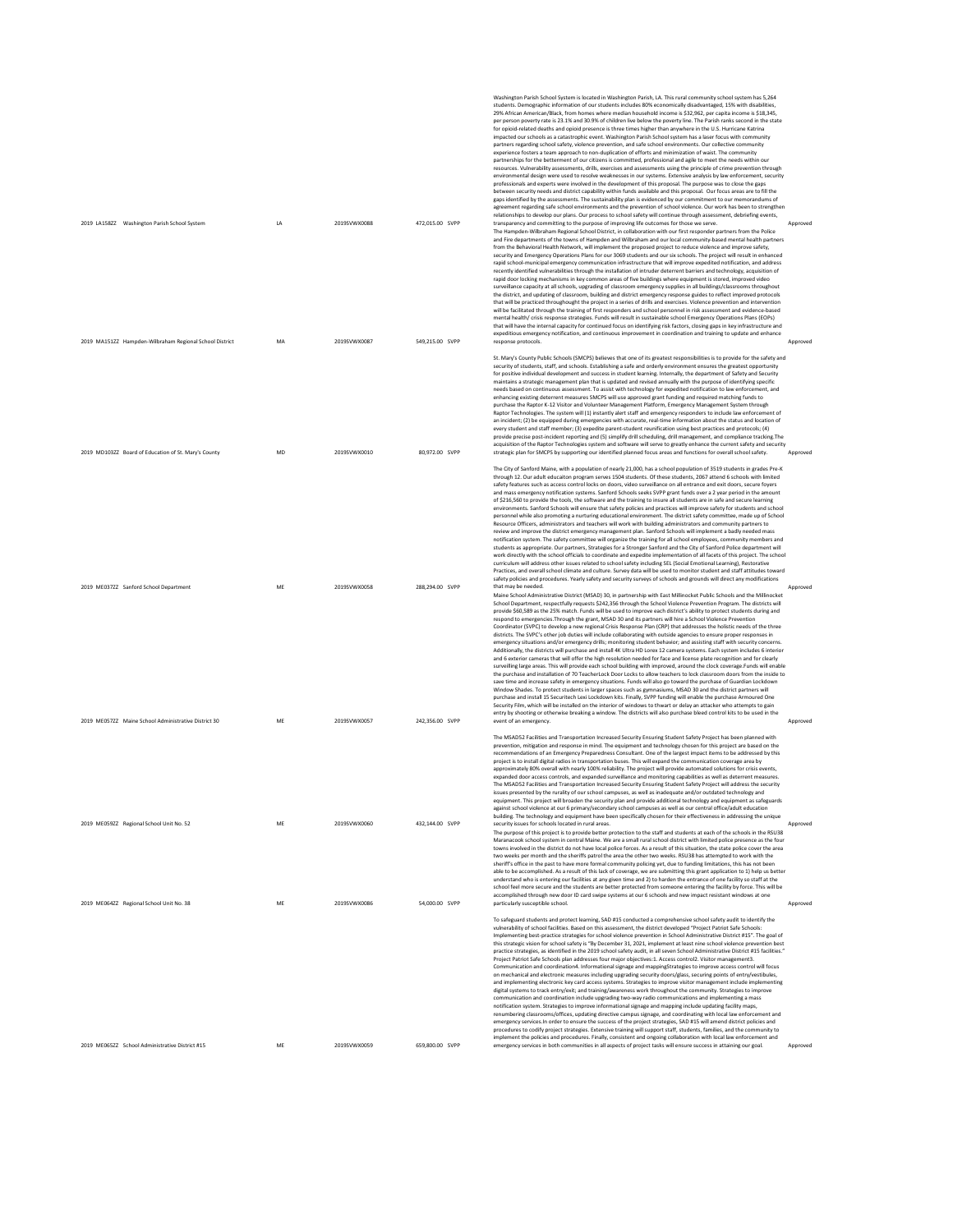| 2019 | LA1582Z | Washington Parish School System | LA | 2019SVWX0088 | 472,015.00 | SVPP | Washington Parish School System is located in Washington Parish, LA. This rural community school system has 5,264 students. Demographic information of our students includes 80% economically disadvantaged, 15% with disabilities, 29% African American/Black, from homes where median household income is $32,962, per capita income is $18,345, per person poverty rate is 23.1% and 30.9% of children live below the poverty line. The Parish ranks second in the state for opioid-related deaths and opioid presence is three times higher than anywhere in the U.S. Hurricane Katrina impacted our schools as a catastrophic event. Washington Parish School system has a laser focus with community partners regarding school safety, violence prevention, and safe school environments. Our collective community experience fosters a team approach to non-duplication of efforts and minimization of waist. The community partnerships for the betterment of our citizens is committed, professional and agile to meet the needs within our resources. Vulnerability assessments, drills, exercises and assessments using the principle of crime prevention through environmental design were used to resolve weaknesses in our systems. Extensive analysis by law enforcement, security professionals and experts were involved in the development of this proposal. The purpose was to close the gaps between security needs and district capability within funds available and this proposal. Our focus areas are to fill the gaps identified by the assessments. The sustainability plan is evidenced by our commitment to our memorandums of agreement regarding safe school environments and the prevention of school violence. Our work has been to strengthen relationships to develop our plans. Our process to school safety will continue through assessment, debriefing events, transparency and committing to the purpose of improving life outcomes for those we serve. | Approved |
| 2019 | MA1512Z | Hampden-Wilbraham Regional School District | MA | 2019SVWX0087 | 549,215.00 | SVPP | The Hampden-Wilbraham Regional School District, in collaboration with our first responder partners from the Police and Fire departments of the towns of Hampden and Wilbraham and our local community-based mental health partners from the Behavioral Health Network, will implement the proposed project to reduce violence and improve safety, security and Emergency Operations Plans for our 3069 students and our six schools. The project will result in enhanced rapid school-municipal emergency communication infrastructure that will improve expedited notification, and address recently identified vulnerabilities through the installation of intruder deterrent barriers and technology, acquisition of rapid door locking mechanisms in key common areas of five buildings where equipment is stored, improved video surveillance capacity at all schools, upgrading of classroom emergency supplies in all buildings/classrooms throughout the district, and updating of classroom, building and district emergency response guides to reflect improved protocols that will be practiced throughought the project in a series of drills and exercises. Violence prevention and intervention will be facilitated through the training of first responders and school personnel in risk assessment and evidence-based mental health/ crisis response strategies. Funds will result in sustainable school Emergency Operations Plans (EOPs) that will have the internal capacity for continued focus on identifying risk factors, closing gaps in key infrastructure and expeditious emergency notification, and continuous improvement in coordination and training to update and enhance response protocols. | Approved |
| 2019 | MD1032Z | Board of Education of St. Mary's County | MD | 2019SVWX0010 | 80,972.00 | SVPP | St. Mary's County Public Schools (SMCPS) believes that one of its greatest responsibilities is to provide for the safety and security of students, staff, and schools. Establishing a safe and orderly environment ensures the greatest opportunity for positive individual development and success in student learning. Internally, the department of Safety and Security maintains a strategic management plan that is updated and revised annually with the purpose of identifying specific needs based on continuous assessment. To assist with technology for expedited notification to law enforcement, and enhancing existing deterrent measures SMCPS will use approved grant funding and required matching funds to purchase the Raptor K-12 Visitor and Volunteer Management Platform, Emergency Management System through Raptor Technologies. The system will (1) instantly alert staff and emergency responders to include law enforcement of an incident; (2) be equipped during emergencies with accurate, real-time information about the status and location of every student and staff member; (3) expedite parent-student reunification using best practices and protocols; (4) provide precise post-incident reporting and (5) simplify drill scheduling, drill management, and compliance tracking.The acquisition of the Raptor Technologies system and software will serve to greatly enhance the current safety and security strategic plan for SMCPS by supporting our identified planned focus areas and functions for overall school safety. | Approved |
| 2019 | ME0372Z | Sanford School Department | ME | 2019SVWX0058 | 288,294.00 | SVPP | The City of Sanford Maine, with a population of nearly 21,000, has a school population of 3519 students in grades Pre-K through 12. Our adult educaiton program serves 1504 students. Of these students, 2067 attend 6 schools with limited safety features such as access control locks on doors, video surveillance on all entrance and exit doors, secure foyers and mass emergency notification systems. Sanford Schools seeks SVPP grant funds over a 2 year period in the amount of $216,560 to provide the tools, the software and the training to insure all students are in safe and secure learning environments. Sanford Schools will ensure that safety policies and practices will improve safety for students and school personnel while also promoting a nurturing educational environment. The district safety committee, made up of School Resource Officers, administrators and teachers will work with building administrators and community partners to review and improve the district emergency management plan. Sanford Schools will implement a badly needed mass notification system. The safety committee will organize the training for all school employees, community members and students as appropriate. Our partners, Strategies for a Stronger Sanford and the City of Sanford Police department will work directly with the school officials to coordinate and expedite implementation of all facets of this project. The school curriculum will address other issues related to school safety including SEL (Social Emotional Learning), Restorative Practices, and overall school climate and culture. Survey data will be used to monitor student and staff attitudes toward safety policies and procedures. Yearly safety and security surveys of schools and grounds will direct any modifications that may be needed. | Approved |
| 2019 | ME0572Z | Maine School Administrative District 30 | ME | 2019SVWX0057 | 242,356.00 | SVPP | Maine School Administrative District (MSAD) 30, in partnership with East Millinocket Public Schools and the Millinocket School Department, respectfully requests $242,356 through the School Violence Prevention Program. The districts will provide $60,589 as the 25% match. Funds will be used to improve each district's ability to protect students during and respond to emergencies.Through the grant, MSAD 30 and its partners will hire a School Violence Prevention Coordinator (SVPC) to develop a new regional Crisis Response Plan (CRP) that addresses the holistic needs of the three districts. The SVPC's other job duties will include collaborating with outside agencies to ensure proper responses in emergency situations and/or emergency drills; monitoring student behavior; and assisting staff with security concerns. Additionally, the districts will purchase and install 4K Ultra HD Lorex 12 camera systems. Each system includes 6 interior and 6 exterior cameras that will offer the high resolution needed for face and license plate recognition and for clearly surveilling large areas. This will provide each school building with improved, around the clock coverage.Funds will enable the purchase and installation of 70 TeacherLock Door Locks to allow teachers to lock classroom doors from the inside to save time and increase safety in emergency situations. Funds will also go toward the purchase of Guardian Lockdown Window Shades. To protect students in larger spaces such as gymnasiums, MSAD 30 and the district partners will purchase and install 15 Securitech Lexi Lockdown kits. Finally, SVPP funding will enable the purchase Armoured One Security Film, which will be installed on the interior of windows to thwart or delay an attacker who attempts to gain entry by shooting or otherwise breaking a window. The districts will also purchase bleed control kits to be used in the event of an emergency. | Approved |
| 2019 | ME0592Z | Regional School Unit No. 52 | ME | 2019SVWX0060 | 432,144.00 | SVPP | The MSAD52 Facilities and Transportation Increased Security Ensuring Student Safety Project has been planned with prevention, mitigation and response in mind. The equipment and technology chosen for this project are based on the recommendations of an Emergency Preparedness Consultant. One of the largest impact items to be addressed by this project is to install digital radios in transportation buses. This will expand the communication coverage area by approximately 80% overall with nearly 100% reliability. The project will provide automated solutions for crisis events, expanded door access controls, and expanded surveillance and monitoring capabilities as well as deterrent measures. The MSAD52 Facilities and Transportation Increased Security Ensuring Student Safety Project will address the security issues presented by the rurality of our school campuses, as well as inadequate and/or outdated technology and equipment. This project will broaden the security plan and provide additional technology and equipment as safeguards against school violence at our 6 primary/secondary school campuses as well as our central office/adult education building. The technology and equipment have been specifically chosen for their effectiveness in addressing the unique security issues for schools located in rural areas. | Approved |
| 2019 | ME0642Z | Regional School Unit No. 38 | ME | 2019SVWX0086 | 54,000.00 | SVPP | The purpose of this project is to provide better protection to the staff and students at each of the schools in the RSU38 Maranacook school system in central Maine. We are a small rural school district with limited police presence as the four towns involved in the district do not have local police forces. As a result of this situation, the state police cover the area two weeks per month and the sheriffs patrol the area the other two weeks. RSU38 has attempted to work with the sheriff's office in the past to have more formal community policing yet, due to funding limitations, this has not been able to be accomplished. As a result of this lack of coverage, we are submitting this grant application to 1) help us better understand who is entering our facilities at any given time and 2) to harden the entrance of one facility so staff at the school feel more secure and the students are better protected from someone entering the facility by force. This will be accomplished through new door ID card swipe systems at our 6 schools and new impact resistant windows at one particularly susceptible school. | Approved |
| 2019 | ME0652Z | School Administrative District #15 | ME | 2019SVWX0059 | 659,800.00 | SVPP | To safeguard students and protect learning, SAD #15 conducted a comprehensive school safety audit to identify the vulnerability of school facilities. Based on this assessment, the district developed "Project Patriot Safe Schools: Implementing best-practice strategies for school violence prevention in School Administrative District #15". The goal of this strategic vision for school safety is "By December 31, 2021, implement at least nine school violence prevention best practice strategies, as identified in the 2019 school safety audit, in all seven School Administrative District #15 facilities." Project Patriot Safe Schools plan addresses four major objectives:1. Access control2. Visitor management3. Communication and coordination4. Informational signage and mappingStrategies to improve access control will focus on mechanical and electronic measures including upgrading security doors/glass, securing points of entry/vestibules, and implementing electronic key card access systems. Strategies to improve visitor management include implementing digital systems to track entry/exit; and training/awareness work throughout the community. Strategies to improve communication and coordination include upgrading two-way radio communications and implementing a mass notification system. Strategies to improve informational signage and mapping include updating facility maps, renumbering classrooms/offices, updating directive campus signage, and coordinating with local law enforcement and emergency services.In order to ensure the success of the project strategies, SAD #15 will amend district policies and procedures to codify project strategies. Extensive training will support staff, students, families, and the community to implement the policies and procedures. Finally, consistent and ongoing collaboration with local law enforcement and emergency services in both communities in all aspects of project tasks will ensure success in attaining our goal. | Approved |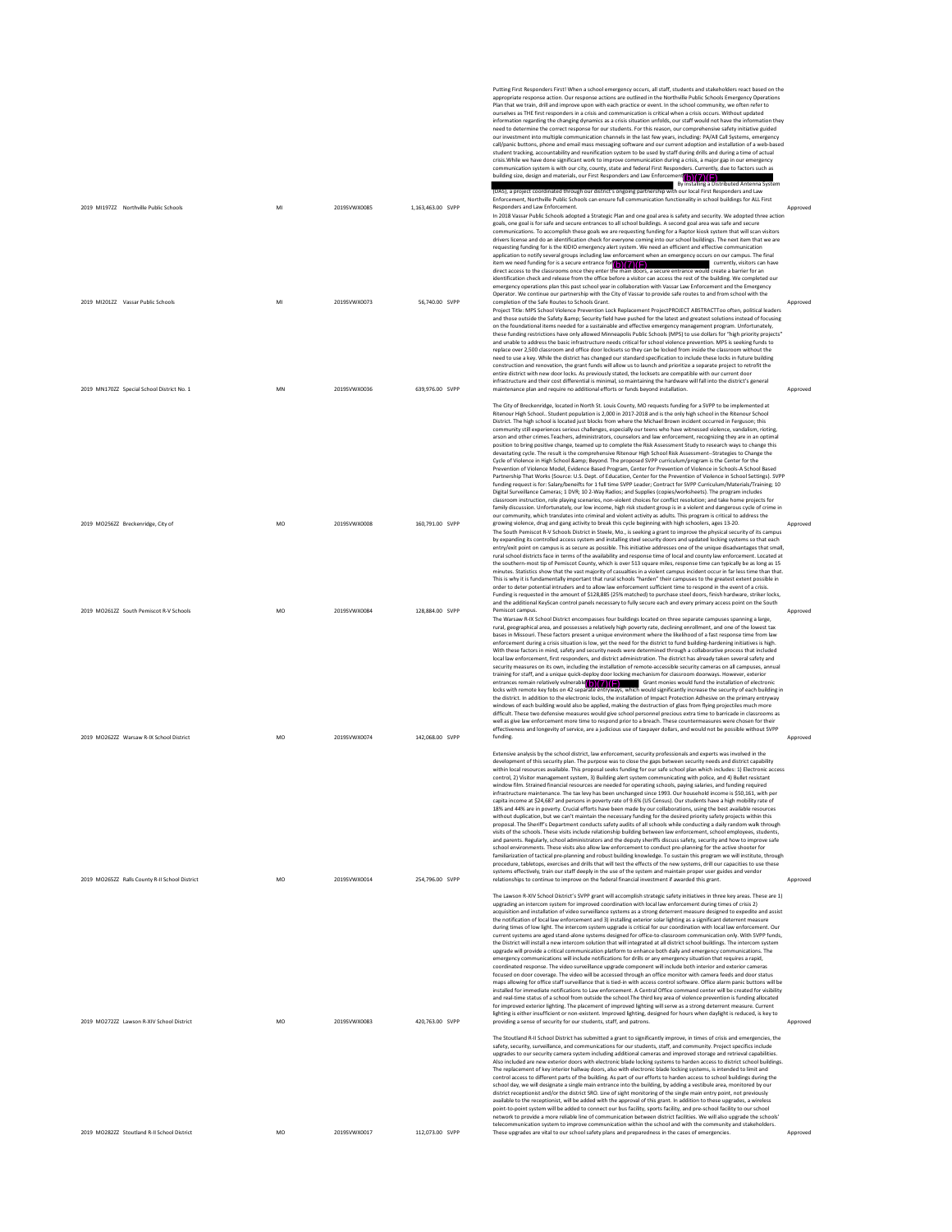| Year | Grantee | State | Award Number | Amount | Program | Description | Status |
|---|---|---|---|---|---|---|---|
| 2019 | MI197ZZ Northville Public Schools | MI | 2019SVWX0085 | 1,163,463.00 | SVPP | Putting First Responders First! When a school emergency occurs, all staff, students and stakeholders react based on the appropriate response action. Our response actions are outlined in the Northville Public Schools Emergency Operations Plan that we train, drill and improve upon with each practice or event. In the school community, we often refer to ourselves as THE first responders in a crisis and communication is critical when a crisis occurs. Without updated information regarding the changing dynamics as a crisis situation unfolds, our staff would not have the information they need to determine the correct response for our students. For this reason, our comprehensive safety initiative guided our investment into multiple communication channels in the last few years, including: PA/All Call Systems, emergency call/panic buttons, phone and email mass messaging software and our current adoption and installation of a web-based student tracking, accountability and reunification system to be used by staff during drills and during a time of actual crisis.While we have done significant work to improve communication during a crisis, a major gap in our emergency communication system is with our city, county, state and federal First Responders. Currently, due to factors such as building size, design and materials, our First Responders and Law Enforcement (b)(7)(E) . By installing a Distributed Antenna System (DAS), a project coordinated through our district's ongoing partnership with our local First Responders and Law Enforcement, Northville Public Schools can ensure full communication functionality in school buildings for ALL First Responders and Law Enforcement. | Approved |
| 2019 | MI201ZZ Vassar Public Schools | MI | 2019SVWX0073 | 56,740.00 | SVPP | In 2018 Vassar Public Schools adopted a Strategic Plan and one goal area is safety and security. We adopted three action goals, one goal is for safe and secure entrances to all school buildings. A second goal area was safe and secure communications. To accomplish these goals we are requesting funding for a Raptor kiosk system that will scan visitors drivers license and do an identification check for everyone coming into our school buildings. The next item that we are requesting funding for is the KIDIO emergency alert system. We need an efficient and effective communication application to notify several groups including law enforcement when an emergency occurs on our campus. The final item we need funding for is a secure entrance for (b)(7)(E) currently, visitors can have direct access to the classrooms once they enter the main doors, a secure entrance would create a barrier for an identification check and release from the office before a visitor can access the rest of the building. We completed our emergency operations plan this past school year in collaboration with Vassar Law Enforcement and the Emergency Operator. We continue our partnership with the City of Vassar to provide safe routes to and from school with the completion of the Safe Routes to Schools Grant. | Approved |
| 2019 | MN170ZZ Special School District No. 1 | MN | 2019SVWX0036 | 639,976.00 | SVPP | Project Title: MPS School Violence Prevention Lock Replacement ProjectPROJECT ABSTRACTToo often, political leaders and those outside the Safety &amp; Security field have pushed for the latest and greatest solutions instead of focusing on the foundational items needed for a sustainable and effective emergency management program. Unfortunately, these funding restrictions have only allowed Minneapolis Public Schools (MPS) to use dollars for "high priority projects" and unable to address the basic infrastructure needs critical for school violence prevention. MPS is seeking funds to replace over 2,500 classroom and office door locksets so they can be locked from inside the classroom without the need to use a key. While the district has changed our standard specification to include these locks in future building construction and renovation, the grant funds will allow us to launch and prioritize a separate project to retrofit the entire district with new door locks. As previously stated, the locksets are compatible with our current door infrastructure and their cost differential is minimal, so maintaining the hardware will fall into the district's general maintenance plan and require no additional efforts or funds beyond installation. | Approved |
| 2019 | MO256ZZ Breckenridge, City of | MO | 2019SVWX0008 | 160,791.00 | SVPP | The City of Breckenridge, located in North St. Louis County, MO requests funding for a SVPP to be implemented at Ritenour High School.. Student population is 2,000 in 2017-2018 and is the only high school in the Ritenour School District. The high school is located just blocks from where the Michael Brown incident occurred in Ferguson; this community still experiences serious challenges, especially our teens who have witnessed violence, vandalism, rioting, arson and other crimes.Teachers, administrators, counselors and law enforcement, recognizing they are in an optimal position to bring positive change, teamed up to complete the Risk Assessment Study to research ways to change this devastating cycle. The result is the comprehensive Ritenour High School Risk Assessment--Strategies to Change the Cycle of Violence in High School &amp; Beyond. The proposed SVPP curriculum/program is the Center for the Prevention of Violence Model, Evidence Based Program, Center for Prevention of Violence in Schools-A School Based Partnership That Works (Source: U.S. Dept. of Education, Center for the Prevention of Violence in School Settings). SVPP funding request is for: Salary/benefits for 1 full time SVPP Leader; Contract for SVPP Curriculum/Materials/Training; 10 Digital Surveillance Cameras; 1 DVR; 10 2-Way Radios; and Supplies (copies/worksheets). The program includes classroom instruction, role playing scenarios, non-violent choices for conflict resolution; and take home projects for family discussion. Unfortunately, our low income, high risk student group is in a violent and dangerous cycle of crime in our community, which translates into criminal and violent activity as adults. This program is critical to address the growing violence, drug and gang activity to break this cycle beginning with high schoolers, ages 13-20. | Approved |
| 2019 | MO261ZZ South Pemiscot R-V Schools | MO | 2019SVWX0084 | 128,884.00 | SVPP | The South Pemiscot R-V Schools District in Steele, Mo., is seeking a grant to improve the physical security of its campus by expanding its controlled access system and installing steel security doors and updated locking systems so that each entry/exit point on campus is as secure as possible. This initiative addresses one of the unique disadvantages that small, rural school districts face in terms of the availability and response time of local and county law enforcement. Located at the southern-most tip of Pemiscot County, which is over 513 square miles, response time can typically be as long as 15 minutes. Statistics show that the vast majority of casualties in a violent campus incident occur in far less time than that. This is why it is fundamentally important that rural schools "harden" their campuses to the greatest extent possible in order to deter potential intruders and to allow law enforcement sufficient time to respond in the event of a crisis. Funding is requested in the amount of $128,885 (25% matched) to purchase steel doors, finish hardware, striker locks, and the additional KeyScan control panels necessary to fully secure each and every primary access point on the South Pemiscot campus. | Approved |
| 2019 | MO262ZZ Warsaw R-IX School District | MO | 2019SVWX0074 | 142,068.00 | SVPP | The Warsaw R-IX School District encompasses four buildings located on three separate campuses spanning a large, rural, geographical area, and possesses a relatively high poverty rate, declining enrollment, and one of the lowest tax bases in Missouri. These factors present a unique environment where the likelihood of a fast response time from law enforcement during a crisis situation is low, yet the need for the district to fund building-hardening initiatives is high. With these factors in mind, safety and security needs were determined through a collaborative process that included local law enforcement, first responders, and district administration. The district has already taken several safety and security measures on its own, including the installation of remote-accessible security cameras on all campuses, annual training for staff, and a unique quick-deploy door locking mechanism for classroom doorways. However, exterior entrances remain relatively vulnerable (b)(7)(E) Grant monies would fund the installation of electronic locks with remote key fobs on 42 separate entryways, which would significantly increase the security of each building in the district. In addition to the electronic locks, the installation of Impact Protection Adhesive on the primary entryway windows of each building would also be applied, making the destruction of glass from flying projectiles much more difficult. These two defensive measures would give school personnel precious extra time to barricade in classrooms as well as give law enforcement more time to respond prior to a breach. These countermeasures were chosen for their effectiveness and longevity of service, are a judicious use of taxpayer dollars, and would not be possible without SVPP funding. | Approved |
| 2019 | MO265ZZ Ralls County R-II School District | MO | 2019SVWX0014 | 254,796.00 | SVPP | Extensive analysis by the school district, law enforcement, security professionals and experts was involved in the development of this security plan. The purpose was to close the gaps between security needs and district capability within local resources available. This proposal seeks funding for our safe school plan which includes: 1) Electronic access control, 2) Visitor management system, 3) Building alert system communicating with police, and 4) Bullet resistant window film. Strained financial resources are needed for operating schools, paying salaries, and funding required infrastructure maintenance. The tax levy has been unchanged since 1993. Our household income is $50,161, with per capita income at $24,687 and persons in poverty rate of 9.6% (US Census). Our students have a high mobility rate of 18% and 44% are in poverty. Crucial efforts have been made by our collaborations, using the best available resources without duplication, but we can't maintain the necessary funding for the desired priority safety projects within this proposal. The Sheriff's Department conducts safety audits of all schools while conducting a daily random walk through visits of the schools. These visits include relationship building between law enforcement, school employees, students, and parents. Regularly, school administrators and the deputy sheriffs discuss safety, security and how to improve safe school environments. These visits also allow law enforcement to conduct pre-planning for the active shooter for familiarization of tactical pre-planning and robust building knowledge. To sustain this program we will institute, through procedure, tabletops, exercises and drills that will test the effects of the new systems, drill our capacities to use these systems effectively, train our staff deeply in the use of the system and maintain proper user guides and vendor relationships to continue to improve on the federal financial investment if awarded this grant. | Approved |
| 2019 | MO272ZZ Lawson R-XIV School District | MO | 2019SVWX0083 | 420,763.00 | SVPP | The Lawson R-XIV School District's SVPP grant will accomplish strategic safety initiatives in three key areas. These are 1) upgrading an intercom system for improved coordination with local law enforcement during times of crisis 2) acquisition and installation of video surveillance systems as a strong deterrent measure designed to expedite and assist the notification of local law enforcement and 3) installing exterior solar lighting as a significant deterrent measure during times of low light. The intercom system upgrade is critical for our coordination with local law enforcement. Our current systems are aged stand-alone systems designed for office-to-classroom communication only. With SVPP funds, the District will install a new intercom solution that will integrated at all district school buildings. The intercom system upgrade will provide a critical communication platform to enhance both daily and emergency communications. The emergency communications will include notifications for drills or any emergency situation that requires a rapid, coordinated response. The video surveillance upgrade component will include both interior and exterior cameras focused on door coverage. The video will be accessed through an office monitor with camera feeds and door status maps allowing for office staff surveillance that is tied-in with access control software. Office alarm panic buttons will be installed for immediate notifications to Law Enforcement. A Central Office command center will be created for visibility and real-time status of a school from outside the school.The third key area of violence prevention is funding allocated for improved exterior lighting. The placement of improved lighting will serve as a strong deterrent measure. Current lighting is either insufficient or non-existent. Improved lighting, designed for hours when daylight is reduced, is key to providing a sense of security for our students, staff, and patrons. | Approved |
| 2019 | MO282ZZ Stoutland R-II School District | MO | 2019SVWX0017 | 112,073.00 | SVPP | The Stoutland R-II School District has submitted a grant to significantly improve, in times of crisis and emergencies, the safety, security, surveillance, and communications for our students, staff, and community. Project specifics include upgrades to our security camera system including additional cameras and improved storage and retrieval capabilities. Also included are new exterior doors with electronic blade locking systems to harden access to district school buildings. The replacement of key interior hallway doors, also with electronic blade locking systems, is intended to limit and control access to different parts of the building. As part of our efforts to harden access to school buildings during the school day, we will designate a single main entrance into the building, by adding a vestibule area, monitored by our district receptionist and/or the district SRO. Line of sight monitoring of the single main entry point, not previously available to the receptionist, will be added with the approval of this grant. In addition to these upgrades, a wireless point-to-point system will be added to connect our bus facility, sports facility, and pre-school facility to our school network to provide a more reliable line of communication between district facilities. We will also upgrade the schools' telecommunication system to improve communication within the school and with the community and stakeholders. These upgrades are vital to our school safety plans and preparedness in the cases of emergencies. | Approved |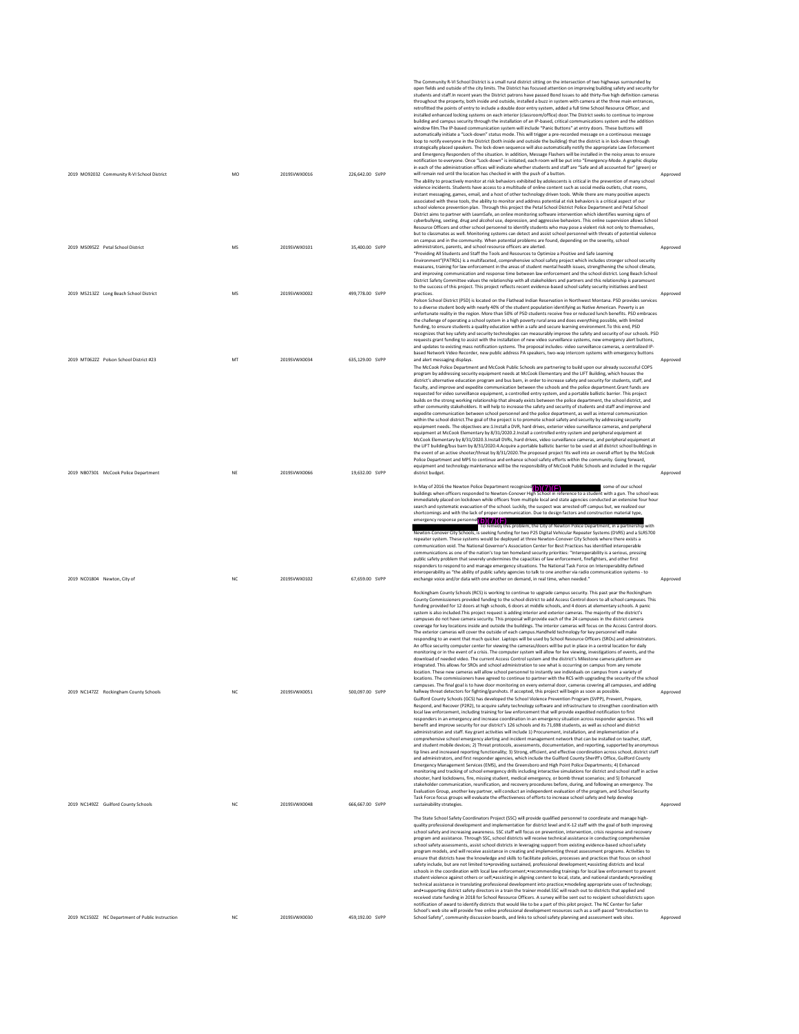| Year | Grantee | State | Award Number | Amount | Program | Description | Status |
|---|---|---|---|---|---|---|---|
| 2019 | MO92032 Community R-VI School District | MO | 2019SVWX0016 | 226,642.00 | SVPP | The Community R-VI School District is a small rural district sitting on the intersection of two highways surrounded by open fields and outside of the city limits. The District has focused attention on improving building safety and security for students and staff.In recent years the District patrons have passed Bond Issues to add thirty-five high definition cameras throughout the property, both inside and outside, installed a buzz in system with camera at the three main entrances, retrofitted the points of entry to include a double door entry system, added a full time School Resource Officer, and installed enhanced locking systems on each interior (classroom/office) door.The District seeks to continue to improve building and campus security through the installation of an IP-based, critical communications system and the addition window film.The IP-based communication system will include "Panic Buttons" at entry doors. These buttons will automatically initiate a "Lock-down" status mode. This will trigger a pre-recorded message on a continuous message loop to notify everyone in the District (both inside and outside the building) that the district is in lock-down through strategically placed speakers. The lock-down sequence will also automatically notify the appropriate Law Enforcement and Emergency Responders of the situation. In addition, Message Flashers will be installed in the noisy areas to ensure notification to everyone. Once "Lock-down" is initiated, each room will be put into "Emergency-Mode. A graphic display in each of the administration offices will indicate whether students and staff are "Safe and all accounted for" (green) or will remain red until the location has checked in with the push of a button. | Approved |
| 2019 | MS095ZZ Petal School District | MS | 2019SVWX0101 | 35,400.00 | SVPP | The ability to proactively monitor at risk behaviors exhibited by adolescents is critical in the prevention of many school violence incidents. Students have access to a multitude of online content such as social media outlets, chat rooms, instant messaging, games, email, and a host of other technology driven tools. While there are many positive aspects associated with these tools, the ability to monitor and address potential at risk behaviors is a critical aspect of our school violence prevention plan. Through this project the Petal School District Police Department and Petal School District aims to partner with LearnSafe, an online monitoring software intervention which identifies warning signs of cyberbullying, sexting, drug and alcohol use, depression, and aggressive behaviors. This online supervision allows School Resource Officers and other school personnel to identify students who may pose a violent risk not only to themselves, but to classmates as well. Monitoring systems can detect and assist school personnel with threats of potential violence on campus and in the community. When potential problems are found, depending on the severity, school administrators, parents, and school resource officers are alerted. | Approved |
| 2019 | MS213ZZ Long Beach School District | MS | 2019SVWX0002 | 499,778.00 | SVPP | "Providing All Students and Staff the Tools and Resources to Optimize a Positive and Safe Learning Environment"(PATROL) is a multifaceted, comprehensive school safety project which includes stronger school security measures, training for law enforcement in the areas of student mental health issues, strengthening the school climate, and improving communication and response time between law enforcement and the school district. Long Beach School District Safety Committee values the relationship with all stakeholders and partners and this relationship is paramount to the success of this project. This project reflects recent evidence-based school safety security initiatives and best practices. | Approved |
| 2019 | MT062ZZ Polson School District #23 | MT | 2019SVWX0034 | 635,129.00 | SVPP | Polson School District (PSD) is located on the Flathead Indian Reservation in Northwest Montana. PSD provides services to a diverse student body with nearly 40% of the student population identifying as Native American. Poverty is an unfortunate reality in the region. More than 50% of PSD students receive free or reduced lunch benefits. PSD embraces the challenge of operating a school system in a high poverty rural area and does everything possible, with limited funding, to ensure students a quality education within a safe and secure learning environment.To this end, PSD recognizes that key safety and security technologies can measurably improve the safety and security of our schools. PSD requests grant funding to assist with the installation of new video surveillance systems, new emergency alert buttons, and updates to existing mass notification systems. The proposal includes- video surveillance cameras, a centralized IP-based Network Video Recorder, new public address PA speakers, two-way intercom systems with emergency buttons and alert messaging displays. | Approved |
| 2019 | NE07301 McCook Police Department | NE | 2019SVWX0066 | 19,632.00 | SVPP | The McCook Police Department and McCook Public Schools are partnering to build upon our already successful COPS program by addressing security equipment needs at McCook Elementary and the LIFT Building, which houses the district's alternative education program and bus barn, in order to increase safety and security for students, staff, and faculty, and improve and expedite communication between the schools and the police department.Grant funds are requested for video surveillance equipment, a controlled entry system, and a portable ballistic barrier. This project builds on the strong working relationship that already exists between the police department, the school district, and other community stakeholders. It will help to increase the safety and security of students and staff and improve and expedite communication between school personnel and the police department, as well as internal communication within the school district.The goal of the project is to promote school safety and security by addressing security equipment needs. The objectives are:1.Install a DVR, hard drives, exterior video surveillance cameras, and peripheral equipment at McCook Elementary by 8/31/2020.2.Install a controlled entry system and peripheral equipment at McCook Elementary by 8/31/2020.3.Install DVRs, hard drives, video surveillance cameras, and peripheral equipment at the LIFT building/bus barn by 8/31/2020.4.Acquire a portable ballistic barrier to be used at all district school buildings in the event of an active shooter/threat by 8/31/2020.The proposed project fits well into an overall effort by the McCook Police Department and MPS to continue and enhance school safety efforts within the community. Going forward, equipment and technology maintenance will be the responsibility of McCook Public Schools and included in the regular district budget. | Approved |
| 2019 | NC01804 Newton, City of | NC | 2019SVWX0102 | 67,659.00 | SVPP | In May of 2016 the Newton Police Department recognized (b)(7)(E) some of our school buildings when officers responded to Newton-Conover High School in reference to a student with a gun. The school was immediately placed on lockdown while officers from multiple local and state agencies conducted an extensive four hour search and systematic evacuation of the school. Luckily, the suspect was arrested off campus, but, we realized our shortcomings and with the lack of proper communication. Due to design factors and construction material type, emergency response personnel (b)(7)(E) To remedy this problem, the City of Newton Police Department, in a partnership with Newton-Conover City Schools, is seeking funding for two P25 Digital Vehicular Repeater Systems (DVRS) and a SLR5700 repeater system. These systems would be deployed at three Newton-Conover City Schools where there exists a communication void. The National Governor's Association Center for Best Practices has identified interoperable communications as one of the nation's top ten homeland security priorities: "Interoperability is a serious, pressing public safety problem that severely undermines the capacities of law enforcement, firefighters, and other first responders to respond to and manage emergency situations. The National Task Force on Interoperability defined interoperability as "the ability of public safety agencies to talk to one another via radio communication systems - to exchange voice and/or data with one another on demand, in real time, when needed." | Approved |
| 2019 | NC147ZZ Rockingham County Schools | NC | 2019SVWX0051 | 500,097.00 | SVPP | Rockingham County Schools (RCS) is working to continue to upgrade campus security. This past year the Rockingham County Commissioners provided funding to the school district to add Access Control doors to all school campuses. This funding provided for 12 doors at high schools, 6 doors at middle schools, and 4 doors at elementary schools. A panic system is also included.This project request is adding interior and exterior cameras. The majority of the district's campuses do not have camera security. This proposal will provide each of the 24 campuses in the district camera coverage for key locations inside and outside the buildings. The interior cameras will focus on the Access Control doors. The exterior cameras will cover the outside of each campus.Handheld technology for key personnel will make responding to an event that much quicker. Laptops will be used by School Resource Officers (SROs) and administrators. An office security computer center for viewing the cameras/doors will be put in place in a central location for daily monitoring or in the event of a crisis. The computer system will allow for live viewing, investigations of events, and the download of needed video. The current Access Control system and the district's Milestone camera platform are integrated. This allows for SROs and school administration to see what is occurring on campus from any remote location. These new cameras will allow school personnel to instantly see individuals on campus from a variety of locations. The commissioners have agreed to continue to partner with the RCS with upgrading the security of the school campuses. The final goal is to have door monitoring on every external door, cameras covering all campuses, and adding hallway threat detectors for firearms/gunshots. If accepted, this project will begin as soon as possible. | Approved |
| 2019 | NC149ZZ Guilford County Schools | NC | 2019SVWX0048 | 666,667.00 | SVPP | Guilford County Schools (GCS) has developed the School Violence Prevention Program (SVPP), Prevent, Prepare, Respond, and Recover (P2R2), to acquire safety technology software and infrastructure to strengthen coordination with local law enforcement, including training for law enforcement that will provide expedited notification to first responders in an emergency and increase coordination in an emergency situation across responder agencies. This will benefit and improve security for our district's 126 schools and its 71,698 students, as well as school and district administration and staff. Key grant activities will include 1) Procurement, installation, and implementation of a comprehensive school emergency alerting and incident management network that can be installed on teacher, staff, and student mobile devices; 2) Threat protocols, assessments, documentation, and reporting, supported by anonymous tip lines and increased reporting functionality; 3) Strong, efficient, and effective coordination across school, district staff and administrators, and first responder agencies, which include the Guilford County Sheriff's Office, Guilford County Emergency Management Services (EMS), and the Greensboro and High Point Police Departments; 4) Enhanced monitoring and tracking of school emergency drills including interactive simulations for district and school staff in active shooter, hard lockdowns, fire, missing student, medical emergency, or bomb threat scenarios; and 5) Enhanced stakeholder communication, reunification, and recovery procedures before, during, and following an emergency. The Evaluation Group, another key partner, will conduct an independent evaluation of the program, and School Security Task Force focus groups will evaluate the effectiveness of efforts to increase school safety and help develop sustainability strategies. | Approved |
| 2019 | NC150ZZ NC Department of Public Instruction | NC | 2019SVWX0030 | 459,192.00 | SVPP | The State School Safety Coordinators Project (SSC) will provide qualified personnel to coordinate and manage high-quality professional development and implementation for district level and K-12 staff with the goal of both improving school safety and increasing awareness. SSC staff will focus on prevention, intervention, crisis response and recovery program and assistance. Through SSC, school districts will receive technical assistance in conducting comprehensive school safety assessments, assist school districts in leveraging support from existing evidence-based school safety program models, and will receive assistance in creating and implementing threat assessment programs. Activities to ensure that districts have the knowledge and skills to facilitate policies, processes and practices that focus on school safety include, but are not limited to•providing sustained, professional development;•assisting districts and local schools in the coordination with local law enforcement;•recommending trainings for local law enforcement to prevent student violence against others or self;•assisting in aligning content to local, state, and national standards;•providing technical assistance in translating professional development into practice;•modeling appropriate uses of technology; and•supporting district safety directors in a train the trainer model.SSC will reach out to districts that applied and received state funding in 2018 for School Resource Officers. A survey will be sent out to recipient school districts upon notification of award to identify districts that would like to be a part of this pilot project. The NC Center for Safer School's web site will provide free online professional development resources such as a self-paced "Introduction to School Safety", community discussion boards, and links to school safety planning and assessment web sites. | Approved |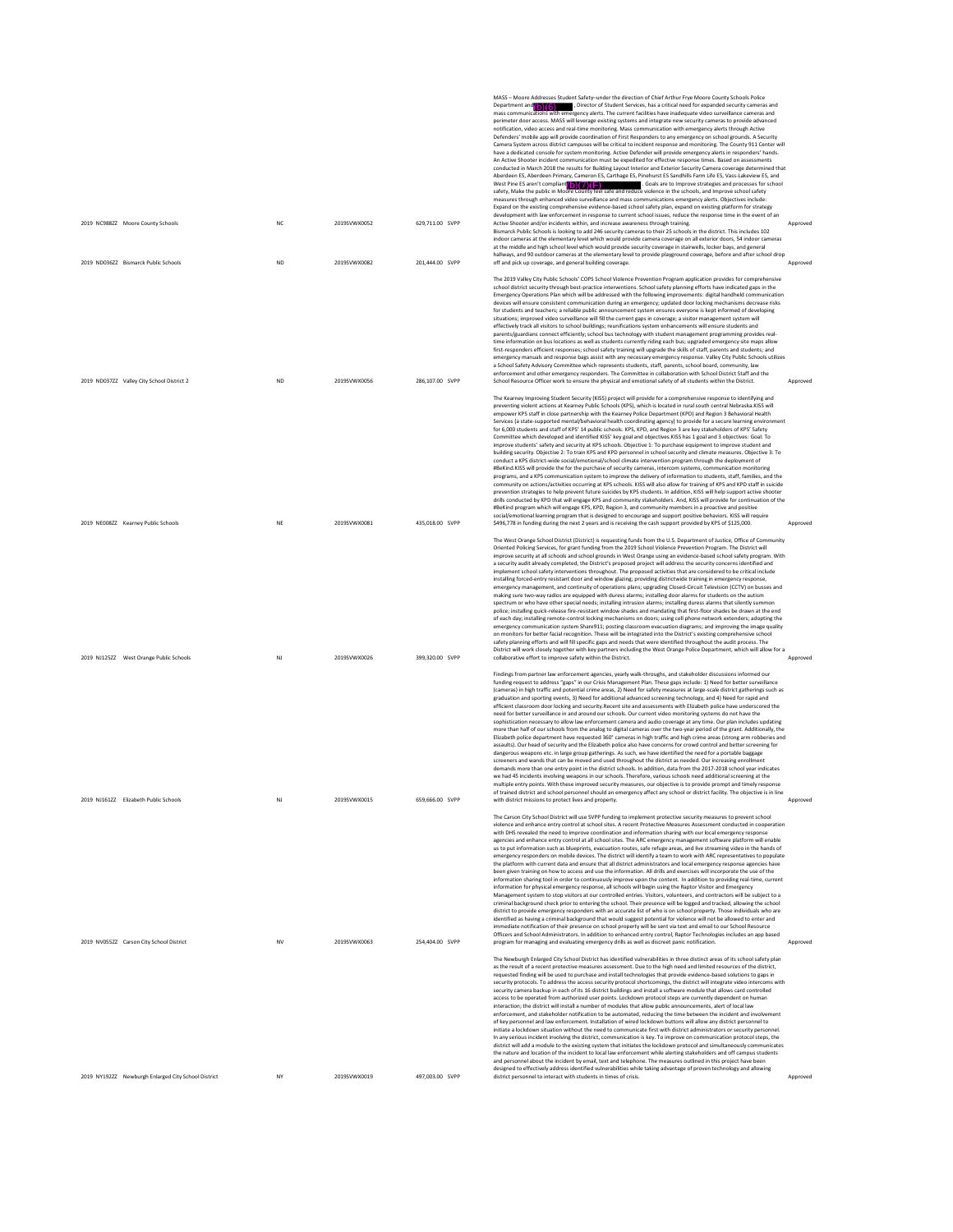| | | | | | | | |
|---|---|---|---|---|---|---|---|
| 2019 | NC988ZZ | Moore County Schools | NC | 2019SVWX0052 | 629,711.00 | SVPP | MASS – Moore Addresses Student Safety–under the direction of Chief Arthur Frye Moore County Schools Police Department and (b)(6) , Director of Student Services, has a critical need for expanded security cameras and mass communications with emergency alerts. The current facilities have inadequate video surveillance cameras and perimeter door access. MASS will leverage existing systems and integrate new security cameras to provide advanced notification, video access and real-time monitoring. Mass communication with emergency alerts through Active Defenders' mobile app will provide coordination of First Responders to any emergency on school grounds. A Security Camera System across district campuses will be critical to incident response and monitoring. The County 911 Center will have a dedicated console for system monitoring. Active Defender will provide emergency alerts in responders' hands. An Active Shooter incident communication must be expedited for effective response times. Based on assessments conducted in March 2018 the results for Building Layout Interior and Exterior Security Camera coverage determined that Aberdeen ES, Aberdeen Primary, Cameron ES, Carthage ES, Pinehurst ES Sandhills Farm Life ES, Vass-Lakeview ES, and West Pine ES aren't compliant (b)(7)(F) . Goals are to Improve strategies and processes for school safety, Make the public in Moore County feel safe and reduce violence in the schools, and Improve school safety measures through enhanced video surveillance and mass communications emergency alerts. Objectives include: Expand on the existing comprehensive evidence-based school safety plan, expand on existing platform for strategy development with law enforcement in response to current school issues, reduce the response time in the event of an Active Shooter and/or incidents within, and increase awareness through training. | Approved |
| 2019 | ND036ZZ | Bismarck Public Schools | ND | 2019SVWX0082 | 201,444.00 | SVPP | Bismarck Public Schools is looking to add 246 security cameras to their 25 schools in the district. This includes 102 indoor cameras at the elementary level which would provide camera coverage on all exterior doors, 54 indoor cameras at the middle and high school level which would provide security coverage in stairwells, locker bays, and general hallways, and 90 outdoor cameras at the elementary level to provide playground coverage, before and after school drop off and pick up coverage, and general building coverage. | Approved |
| 2019 | ND037ZZ | Valley City School District 2 | ND | 2019SVWX0056 | 286,107.00 | SVPP | The 2019 Valley City Public Schools' COPS School Violence Prevention Program application provides for comprehensive school district security through best-practice interventions. School safety planning efforts have indicated gaps in the Emergency Operations Plan which will be addressed with the following improvements: digital handheld communication devices will ensure consistent communication during an emergency; updated door locking mechanisms decrease risks for students and teachers; a reliable public announcement system ensures everyone is kept informed of developing situations; improved video surveillance will fill the current gaps in coverage; a visitor management system will effectively track all visitors to school buildings; reunifications system enhancements will ensure students and parents/guardians connect efficiently; school bus technology with student management programming provides real-time information on bus locations as well as students currently riding each bus; upgraded emergency site maps allow first-responders efficient responses; school safety training will upgrade the skills of staff, parents and students; and emergency manuals and response bags assist with any necessary emergency response. Valley City Public Schools utilizes a School Safety Advisory Committee which represents students, staff, parents, school board, community, law enforcement and other emergency responders. The Committee in collaboration with School District Staff and the School Resource Officer work to ensure the physical and emotional safety of all students within the District. | Approved |
| 2019 | NE008ZZ | Kearney Public Schools | NE | 2019SVWX0081 | 435,018.00 | SVPP | The Kearney Improving Student Security (KISS) project will provide for a comprehensive response to identifying and preventing violent actions at Kearney Public Schools (KPS), which is located in rural south central Nebraska.KISS will empower KPS staff in close partnership with the Kearney Police Department (KPD) and Region 3 Behavioral Health Services (a state-supported mental/behavioral health coordinating agency) to provide for a secure learning environment for 6,000 students and staff of KPS' 14 public schools. KPS, KPD, and Region 3 are key stakeholders of KPS' Safety Committee which developed and identified KISS' key goal and objectives.KISS has 1 goal and 3 objectives: Goal: To improve students' safety and security at KPS schools. Objective 1: To purchase equipment to improve student and building security. Objective 2: To train KPS and KPD personnel in school security and climate measures. Objective 3: To conduct a KPS district-wide social/emotional/school climate intervention program through the deployment of #BeKind.KISS will provide the for the purchase of security cameras, intercom systems, communication monitoring programs, and a KPS communication system to improve the delivery of information to students, staff, families, and the community on actions/activities occurring at KPS schools. KISS will also allow for training of KPS and KPD staff in suicide prevention strategies to help prevent future suicides by KPS students. In addition, KISS will help support active shooter drills conducted by KPD that will engage KPS and community stakeholders. And, KISS will provide for continuation of the #BeKind program which will engage KPS, KPD, Region 3, and community members in a proactive and positive social/emotional learning program that is designed to encourage and support positive behaviors. KISS will require $496,778 in funding during the next 2 years and is receiving the cash support provided by KPS of $125,000. | Approved |
| 2019 | NJ125ZZ | West Orange Public Schools | NJ | 2019SVWX0026 | 399,320.00 | SVPP | The West Orange School District (District) is requesting funds from the U.S. Department of Justice, Office of Community Oriented Policing Services, for grant funding from the 2019 School Violence Prevention Program. The District will improve security at all schools and school grounds in West Orange using an evidence-based school safety program. With a security audit already completed, the District's proposed project will address the security concerns identified and implement school safety interventions throughout. The proposed activities that are considered to be critical include installing forced-entry resistant door and window glazing; providing districtwide training in emergency response, emergency management, and continuity of operations plans; upgrading Closed-Circuit Television (CCTV) on busses and making sure two-way radios are equipped with duress alarms; installing door alarms for students on the autism spectrum or who have other special needs; installing intrusion alarms; installing duress alarms that silently summon police; installing quick-release fire-resistant window shades and mandating that first-floor shades be drawn at the end of each day; installing remote-control locking mechanisms on doors; using cell phone network extenders; adopting the emergency communication system Share911; posting classroom evacuation diagrams; and improving the image quality on monitors for better facial recognition. These will be integrated into the District's existing comprehensive school safety planning efforts and will fill specific gaps and needs that were identified throughout the audit process. The District will work closely together with key partners including the West Orange Police Department, which will allow for a collaborative effort to improve safety within the District. | Approved |
| 2019 | NJ161ZZ | Elizabeth Public Schools | NJ | 2019SVWX0015 | 659,666.00 | SVPP | Findings from partner law enforcement agencies, yearly walk-throughs, and stakeholder discussions informed our funding request to address "gaps" in our Crisis Management Plan. These gaps include: 1) Need for better surveillance (cameras) in high traffic and potential crime areas, 2) Need for safety measures at large-scale district gatherings such as graduation and sporting events, 3) Need for additional advanced screening technology, and 4) Need for rapid and efficient classroom door locking and security.Recent site and assessments with Elizabeth police have underscored the need for better surveillance in and around our schools. Our current video monitoring systems do not have the sophistication necessary to allow law enforcement camera and audio coverage at any time. Our plan includes updating more than half of our schools from the analog to digital cameras over the two-year period of the grant. Additionally, the Elizabeth police department have requested 360° cameras in high traffic and high crime areas (strong arm robberies and assaults). Our head of security and the Elizabeth police also have concerns for crowd control and better screening for dangerous weapons etc. in large group gatherings. As such, we have identified the need for a portable baggage screeners and wands that can be moved and used throughout the district as needed. Our increasing enrollment demands more than one entry point in the district schools. In addition, data from the 2017-2018 school year indicates we had 45 incidents involving weapons in our schools. Therefore, various schools need additional screening at the multiple entry points. With these improved security measures, our objective is to provide prompt and timely response of trained district and school personnel should an emergency affect any school or district facility. The objective is in line with district missions to protect lives and property. | Approved |
| 2019 | NV055ZZ | Carson City School District | NV | 2019SVWX0063 | 254,404.00 | SVPP | The Carson City School District will use SVPP funding to implement protective security measures to prevent school violence and enhance entry control at school sites. A recent Protective Measures Assessment conducted in cooperation with DHS revealed the need to improve coordination and information sharing with our local emergency response agencies and enhance entry control at all school sites. The ARC emergency management software platform will enable us to put information such as blueprints, evacuation routes, safe refuge areas, and live streaming video in the hands of emergency responders on mobile devices. The district will identify a team to work with ARC representatives to populate the platform with current data and ensure that all district administrators and local emergency response agencies have been given training on how to access and use the information. All drills and exercises will incorporate the use of the information sharing tool in order to continuously improve upon the content. In addition to providing real-time, current information for physical emergency response, all schools will begin using the Raptor Visitor and Emergency Management system to stop visitors at our controlled entries. Visitors, volunteers, and contractors will be subject to a criminal background check prior to entering the school. Their presence will be logged and tracked, allowing the school district to provide emergency responders with an accurate list of who is on school property. Those individuals who are identified as having a criminal background that would suggest potential for violence will not be allowed to enter and immediate notification of their presence on school property will be sent via text and email to our School Resource Officers and School Administrators. In addition to enhanced entry control, Raptor Technologies includes an app based program for managing and evaluating emergency drills as well as discreet panic notification. | Approved |
| 2019 | NY192ZZ | Newburgh Enlarged City School District | NY | 2019SVWX0019 | 497,003.00 | SVPP | The Newburgh Enlarged City School District has identified vulnerabilities in three distinct areas of its school safety plan as the result of a recent protective measures assessment. Due to the high need and limited resources of the district, requested funding will be used to purchase and install technologies that provide evidence-based solutions to gaps in security protocols. To address the access security protocol shortcomings, the district will integrate video intercoms with security camera backup in each of its 16 district buildings and install a software module that allows card controlled access to be operated from authorized user points. Lockdown protocol steps are currently dependent on human interaction; the district will install a number of modules that allow public announcements, alert of local law enforcement, and stakeholder notification to be automated, reducing the time between the incident and involvement of key personnel and law enforcement. Installation of wired lockdown buttons will allow any district personnel to initiate a lockdown situation without the need to communicate first with district administrators or security personnel. In any serious incident involving the district, communication is key. To improve on communication protocol steps, the district will add a module to the existing system that initiates the lockdown protocol and simultaneously communicates the nature and location of the incident to local law enforcement while alerting stakeholders and off campus students and personnel about the incident by email, text and telephone. The measures outlined in this project have been designed to effectively address identified vulnerabilities while taking advantage of proven technology and allowing district personnel to interact with students in times of crisis. | Approved |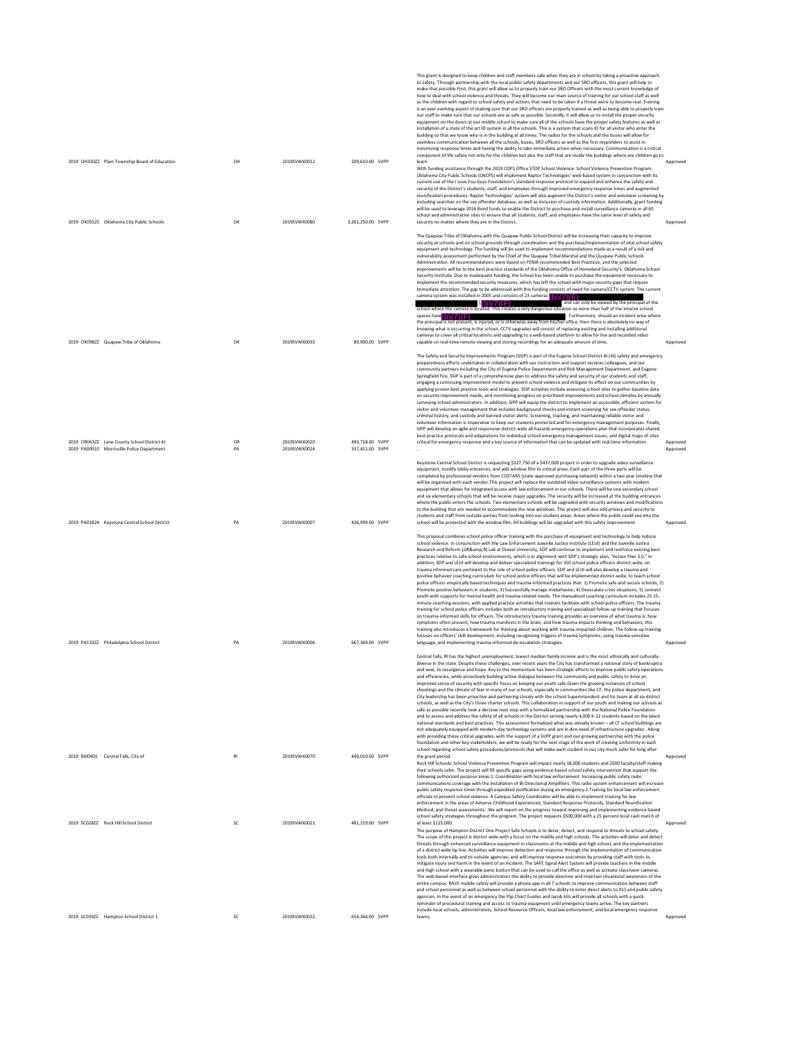| | | | | | | |
|---|---|---|---|---|---|---|
| 2019 | OH330ZZ Plain Township Board of Education | OH | 2019SVWX0012 | 209,610.00 | SVPP | This grant is designed to keep children and staff members safe when they are in school by taking a proactive approach to safety. Through partnership with the local public safety departments and our SRO officers, this grant will help to make that possible.First, this grant will allow us to properly train our SRO Officers with the most current knowledge of how to deal with school violence and threats. They will become our main source of training for our school staff as well as the children with regard to school safety and actions that need to be taken if a threat were to become real. Training is an ever evolving aspect of making sure that our SRO officers are properly trained as well as being able to properly train our staff to make sure that our schools are as safe as possible. Secondly, it will allow us to install the proper security equipment on the doors at our middle school to make sure all of the schools have the proper safety features as well as installation of a state of the art ID system in all the schools. This is a system that scans ID for all visitor who enter the building so that we know who is in the building at all times. The radios for the schools and the buses will allow for seamless communication between all the schools, buses, SRO officers as well as the first responders to assist in minimizing response times and having the ability to take immediate action when necessary. Communication is a critical component of life safety not only for the children but also the staff that are inside the buildings where are children go to learn. | Approved |
| 2019 | OK05525 Oklahoma City Public Schools | OK | 2019SVWX0080 | 3,261,250.00 | SVPP | With funding assistance through the 2019 COPS Office STOP School Violence: School Violence Prevention Program, Oklahoma City Public Schools (OKCPS) will implement Raptor Technologies' web-based system in conjunction with its current use of the I Love You Guys Foundation's standard response protocol to expand and enhance the safety and security of the District's students, staff, and employees through improved emergency response times and augmented reunification procedures. Raptor Technologies' system will also augment the District's visitor and volunteer screening by including searches on the sex offender database, as well as inclusion of custody information. Additionally, grant funding will be used to leverage 2016 Bond funds to enable the District to purchase and install surveillance cameras in all 60 school and administrative sites to ensure that all students, staff, and employees have the same level of safety and security no matter where they are in the District. | Approved |
| 2019 | OK098ZZ Quapaw Tribe of Oklahoma | OK | 2019SVWX0033 | 89,900.00 | SVPP | The Quapaw Tribe of Oklahoma with the Quapaw Public School District will be increasing their capacity to improve security at schools and on school grounds through coordination and the purchase/implementation of vital school safety equipment and technology. The funding will be used to implement recommendations made as a result of a risk and vulnerability assessment performed by the Chief of the Quapaw Tribal Marshal and the Quapaw Public Schools Administration. All recommendations were based on FEMA recommended Best Practices, and the selected improvements will be to the best practice standards of the Oklahoma Office of Homeland Security's, Oklahoma School Security Institute. Due to inadequate funding, the School has been unable to purchase the equipment necessary to implement the recommended security measures, which has left the school with major security gaps that require immediate attention. The gap to be addressed with this funding consists of need for camera/CCTV system. The current camera system was installed in 2005 and consists of 23 cameras (b)(7)(F) (b)(7)(F) and can only be viewed by the principal of the school where the camera is located. This creates a very dangerous situation as more than half of the interior school spaces have (b)(7)(F). Furthermore, should an incident arise where the principal is not present, is injured, or is otherwise away from his/her office, then there is absolutely no way of knowing what is occurring in the school. CCTV upgrades will consist of replacing existing and installing additional cameras to cover all critical locations and upgrading to a web-based platform to allow for live and recorded video capable on real-time remote viewing and storing recordings for an adequate amount of time. | Approved |
| 2019 | OR063ZZ Lane County School District 4J | OR | 2019SVWX0020 | 493,718.00 | SVPP | The Safety and Security Improvements Program (SSIP) is part of the Eugene School District 4J (4J) safety and emergency preparedness efforts undertaken in collaboration with our instruction and support services colleagues, and our community partners including the City of Eugene Police Department and Risk Management Department, and Eugene Springfield Fire. SSIP is part of a comprehensive plan to address the safety and security of our students and staff, engaging a continuing improvement model to prevent school violence and mitigate its effect on our communities by applying proven best practice tools and strategies. SSIP activities include assessing school sites to gather baseline data on security improvement needs, and monitoring progress on prioritized improvements and school climates by annually surveying school administrators. In addition, SIPP will equip the district to implement an accessible, efficient system for visitor and volunteer management that includes background checks and instant screening for sex offender status, criminal history, and custody and banned visitor alerts. Screening, tracking, and maintaining reliable visitor and volunteer information is imperative to keep our students protected and for emergency management purposes. Finally, SIPP will develop an agile and responsive district-wide all-hazards emergency operations plan that incorporates shared best practice protocols and adaptations for individual school emergency management issues, and digital maps of sites critical for emergency response and a key source of information that can be updated with real-time information. | Approved |
| 2019 | PA00910 Morrisville Police Department | PA | 2019SVWX0024 | 337,411.00 | SVPP | .. | Approved |
| 2019 | PA01824 Keystone Central School District | PA | 2019SVWX0007 | 436,999.00 | SVPP | Keystone Central School District is requesting $327,750 of a $437,000 project in order to upgrade video surveillance equipment, modify lobby entrances, and add window film to critical areas. Each part of the three parts will be completed by professional vendors from COSTARS (state-approved purchasing network) within a two year timeline that will be organized with each vendor.This project will replace the outdated video surveillance systems with modern equipment that allows for integrated access with law enforcement in our schools. There will be one secondary school and six elementary schools that will be receive major upgrades. The security will be increased at the building entrances where the public enters the schools. Two elementary schools will be upgraded with security windows and modifications to the building that are needed to accommodate the new windows. This project will also add privacy and security to students and staff from outside parties from looking into our student areas. Areas where the public could see into the school will be protected with the window film. All buildings will be upgraded with this safety improvement. | Approved |
| 2019 | PA133ZZ Philadelphia School District | PA | 2019SVWX0006 | 667,369.00 | SVPP | This proposal combines school police officer training with the purchase of equipment and technology to help reduce school violence. In conjunction with the Law Enforcement Juvenile Justice Institute (LEJJI) and the Juvenile Justice Research and Reform (JJR&amp;R) Lab at Drexel University, SDP will continue to implement and reinforce existing best practices relative to safe school environments, which is in alignment with SDP's strategic plan, "Action Plan 3.0." In addition, SDP and LEJJI will develop and deliver specialized trainings for 350 school police officers district-wide, on trauma informed care pertinent to the role of school police officers. SDP and LEJJI will also develop a trauma and positive behavior coaching curriculum for school police officers that will be implemented district-wide, to teach school police officers empirically based techniques and trauma-informed practices that: 1) Promote safe and secure schools; 2) Promote positive behaviors in students; 3) Successfully manage misbehavior; 4) Deescalate crisis situations; 5) connect youth with supports for mental health and trauma-related needs. The manualized coaching curriculum includes 25 15-minute coaching sessions, with applied practice activities that trainers facilitate with school police officers. The trauma training for school police officers includes both an introductory training and specialized follow-up training that focuses on trauma-informed skills for officers. The introductory trauma training provides an overview of what trauma is, how symptoms often present, how trauma manifests in the brain, and how trauma impacts thinking and behaviors; this training also introduces a framework for thinking about working with trauma-impacted children. The follow-up training focuses on officers' skill development, including recognizing triggers of trauma symptoms, using trauma-sensitive language, and implementing trauma-informed de-escalation strategies. | Approved |
| 2019 | RI00401 Central Falls, City of | RI | 2019SVWX0070 | 449,019.00 | SVPP | Central Falls, RI has the highest unemployment, lowest median family income and is the most ethnically and culturally-diverse in the state. Despite these challenges, over recent years the City has transformed a national story of bankruptcy and woe, to resurgence and hope. Key to this momentum has been strategic efforts to improve public safety operations and efficiencies, while proactively building active dialogue between the community and public safety to drive an improved sense of security with specific focus on keeping our youth safe.Given the growing instances of school shootings and the climate of fear in many of our schools, especially in communities like CF, the police department, and City leadership has been proactive and partnering closely with the school Superintendent and his team at all six district schools, as well as the City's three charter schools. This collaboration in support of our youth and making our schools as safe as possible recently took a decisive next step with a formalized partnership with the National Police Foundation and to assess and address the safety of all schools in the District serving nearly 4,000 K-12 students based on the latest national standards and best practices. This assessment formalized what was already known – all CF school buildings are not adequately equipped with modern-day technology systems and are in dire need of infrastructure upgrades. Along with providing these critical upgrades, with the support of a SVPP grant and our growing partnership with the police foundation and other key stakeholders, we will be ready for the next stage of the work of creating uniformity in each school regarding school safety procedures/protocols that will make each student in our city much safer for long after the grant period. | Approved |
| 2019 | SC028ZZ Rock Hill School District | SC | 2019SVWX0021 | 481,219.00 | SVPP | Rock Hill Schools' School Violence Prevention Program will impact nearly 18,000 students and 2500 faculty/staff making their schools safer. The project will fill specific gaps using evidence-based school safety intervention that support the following authorized purpose areas:1. Coordination with local law enforcement. Increasing public safety radio communications coverage with the installation of Bi-Directional Amplifiers. This radio system enhancement will increase public safety response times through expedited notification during an emergency.2.Training for local law enforcement officials to prevent school violence. A Campus Safety Coordinator will be able to implement training for law enforcement in the areas of Adverse Childhood Experienced, Standard Response Protocols, Standard Reunification Method, and threat assessments. We will report on the progress toward improving and implementing evidence-based school safety strategies throughout the program. The project requests $500,000 with a 25 percent local cash match of at least $125,000. | Approved |
| 2019 | SC039ZZ Hampton School District 1 | SC | 2019SVWX0022 | 654,366.00 | SVPP | The purpose of Hampton District One Project Safe Schools is to deter, detect, and respond to threats to school safety. The scope of this project is district wide with a focus on the middle and high schools. The activities will deter and detect threats through enhanced surveillance equipment in classrooms at the middle and high school, and the implementation of a district wide tip line. Activities will improve detection and response through the implementation of communication tools both internally and to outside agencies, and will improve response outcomes by providing staff with tools to mitigate injury and harm in the event of an incident. The SAFE Signal Alert System will provide teachers in the middle and high school with a wearable panic button that can be used to call the office as well as activate classroom cameras. The web-based interface gives administrators the ability to provide direction and maintain situational awareness of the entire campus. RAVE mobile safety will provide a phone app in all 7 schools to improve communication between staff and school personnel as well as between school personnel with the ability to enter direct alerts to 911 and public safety agencies. In the event of an emergency the Flip Chart Guides and Jacob kits will provide all schools with a quick reminder of procedural training and access to trauma equipment until emergency teams arrive. The key partners include local schools, administrators, School Resource Officers, local law enforcement, and local emergency response teams. | Approved |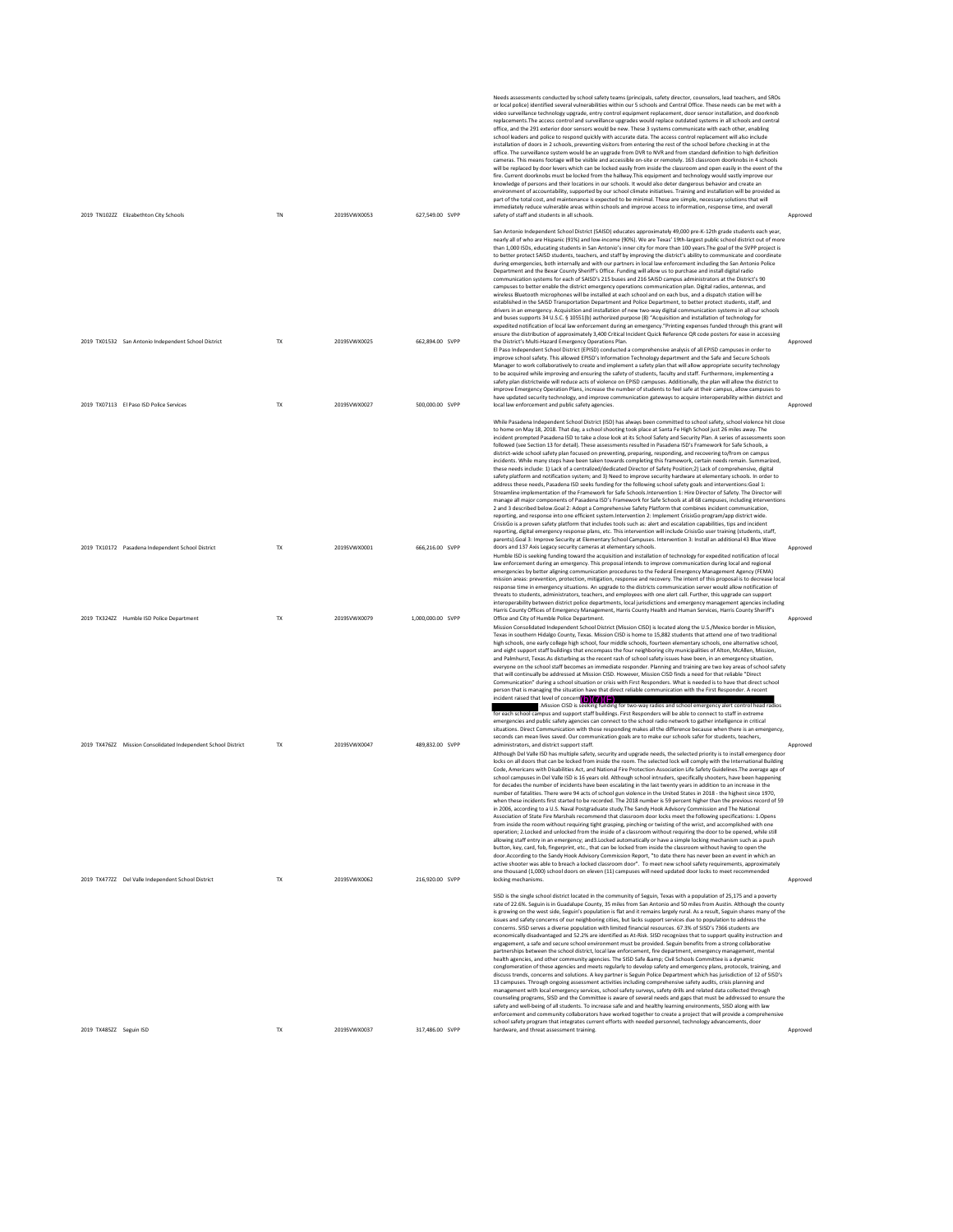| | | | | | | | |
|---|---|---|---|---|---|---|---|
| 2019 | TN102ZZ | Elizabethton City Schools | TN | 2019SVWX0053 | 627,549.00 | SVPP | Needs assessments conducted by school safety teams (principals, safety director, counselors, lead teachers, and SROs or local police) identified several vulnerabilities within our 5 schools and Central Office. These needs can be met with a video surveillance technology upgrade, entry control equipment replacement, door sensor installation, and doorknob replacements.The access control and surveillance upgrades would replace outdated systems in all schools and central office, and the 291 exterior door sensors would be new. These 3 systems communicate with each other, enabling school leaders and police to respond quickly with accurate data. The access control replacement will also include installation of doors in 2 schools, preventing visitors from entering the rest of the school before checking in at the office. The surveillance system would be an upgrade from DVR to NVR and from standard definition to high definition cameras. This means footage will be visible and accessible on-site or remotely. 163 classroom doorknobs in 4 schools will be replaced by door levers which can be locked easily from inside the classroom and open easily in the event of the fire. Current doorknobs must be locked from the hallway.This equipment and technology would vastly improve our knowledge of persons and their locations in our schools. It would also deter dangerous behavior and create an environment of accountability, supported by our school climate initiatives. Training and installation will be provided as part of the total cost, and maintenance is expected to be minimal. These are simple, necessary solutions that will immediately reduce vulnerable areas within schools and improve access to information, response time, and overall safety of staff and students in all schools. | Approved |
| 2019 | TX01532 | San Antonio Independent School District | TX | 2019SVWX0025 | 662,894.00 | SVPP | San Antonio Independent School District (SAISD) educates approximately 49,000 pre-K-12th grade students each year, nearly all of who are Hispanic (91%) and low-income (90%). We are Texas' 19th-largest public school district out of more than 1,000 ISDs, educating students in San Antonio's inner city for more than 100 years.The goal of the SVPP project is to better protect SAISD students, teachers, and staff by improving the district's ability to communicate and coordinate during emergencies, both internally and with our partners in local law enforcement including the San Antonio Police Department and the Bexar County Sheriff's Office. Funding will allow us to purchase and install digital radio communication systems for each of SAISD's 215 buses and 216 SAISD campus administrators at the District's 90 campuses to better enable the district emergency operations communication plan. Digital radios, antennas, and wireless Bluetooth microphones will be installed at each school and on each bus, and a dispatch station will be established in the SAISD Transportation Department and Police Department, to better protect students, staff, and drivers in an emergency. Acquisition and installation of new two-way digital communication systems in all our schools and buses supports 34 U.S.C. § 10551(b) authorized purpose (8) "Acquisition and installation of technology for expedited notification of local law enforcement during an emergency."Printing expenses funded through this grant will ensure the distribution of approximately 3,400 Critical Incident Quick Reference QR code posters for ease in accessing the District's Multi-Hazard Emergency Operations Plan. | Approved |
| 2019 | TX07113 | El Paso ISD Police Services | TX | 2019SVWX0027 | 500,000.00 | SVPP | El Paso Independent School District (EPISD) conducted a comprehensive analysis of all EPISD campuses in order to improve school safety. This allowed EPISD's Information Technology department and the Safe and Secure Schools Manager to work collaboratively to create and implement a safety plan that will allow appropriate security technology to be acquired while improving and ensuring the safety of students, faculty and staff. Furthermore, implementing a safety plan districtwide will reduce acts of violence on EPISD campuses. Additionally, the plan will allow the district to improve Emergency Operation Plans, increase the number of students to feel safe at their campus, allow campuses to have updated security technology, and improve communication gateways to acquire interoperability within district and local law enforcement and public safety agencies. | Approved |
| 2019 | TX10172 | Pasadena Independent School District | TX | 2019SVWX0001 | 666,216.00 | SVPP | While Pasadena Independent School District (ISD) has always been committed to school safety, school violence hit close to home on May 18, 2018. That day, a school shooting took place at Santa Fe High School just 26 miles away. The incident prompted Pasadena ISD to take a close look at its School Safety and Security Plan. A series of assessments soon followed (see Section 13 for detail). These assessments resulted in Pasadena ISD's Framework for Safe Schools, a district-wide school safety plan focused on preventing, preparing, responding, and recovering to/from on campus incidents. While many steps have been taken towards completing this framework, certain needs remain. Summarized, these needs include: 1) Lack of a centralized/dedicated Director of Safety Position;2) Lack of comprehensive, digital safety platform and notification system; and 3) Need to improve security hardware at elementary schools. In order to address these needs, Pasadena ISD seeks funding for the following school safety goals and interventions:Goal 1: Streamline implementation of the Framework for Safe Schools.Intervention 1: Hire Director of Safety. The Director will manage all major components of Pasadena ISD's Framework for Safe Schools at all 68 campuses, including interventions 2 and 3 described below.Goal 2: Adopt a Comprehensive Safety Platform that combines incident communication, reporting, and response into one efficient system.Intervention 2: Implement CrisisGo program/app district wide. CrisisGo is a proven safety platform that includes tools such as: alert and escalation capabilities, tips and incident reporting, digital emergency response plans, etc. This intervention will include CrisisGo user training (students, staff, parents).Goal 3: Improve Security at Elementary School Campuses. Intervention 3: Install an additional 43 Blue Wave doors and 137 Axis Legacy security cameras at elementary schools. | Approved |
| 2019 | TX3242Z | Humble ISD Police Department | TX | 2019SVWX0079 | 1,000,000.00 | SVPP | Humble ISD is seeking funding toward the acquisition and installation of technology for expedited notification of local law enforcement during an emergency. This proposal intends to improve communication during local and regional emergencies by better aligning communication procedures to the Federal Emergency Management Agency (FEMA) mission areas: prevention, protection, mitigation, response and recovery. The intent of this proposal is to decrease local response time in emergency situations. An upgrade to the districts communication server would allow notification of threats to students, administrators, teachers, and employees with one alert call. Further, this upgrade can support interoperability between district police departments, local jurisdictions and emergency management agencies including Harris County Offices of Emergency Management, Harris County Health and Human Services, Harris County Sheriff's Office and City of Humble Police Department. | Approved |
| 2019 | TX476ZZ | Mission Consolidated Independent School District | TX | 2019SVWX0047 | 489,832.00 | SVPP | Mission Consolidated Independent School District (Mission CISD) is located along the U.S./Mexico border in Mission, Texas in southern Hidalgo County, Texas. Mission CISD is home to 15,882 students that attend one of two traditional high schools, one early college high school, four middle schools, fourteen elementary schools, one alternative school, and eight support staff buildings that encompass the four neighboring city municipalities of Alton, McAllen, Mission, and Palmhurst, Texas.As disturbing as the recent rash of school safety issues have been, in an emergency situation, everyone on the school staff becomes an immediate responder. Planning and training are two key areas of school safety that will continually be addressed at Mission CISD. However, Mission CISD finds a need for that reliable "Direct Communication" during a school situation or crisis with First Responders. What is needed is to have that direct school person that is managing the situation have that direct reliable communication with the First Responder. A recent incident raised that level of concern (b)(7)(E) [redacted] .Mission CISD is seeking funding for two-way radios and school emergency alert control head radios for each school campus and support staff buildings. First Responders will be able to connect to staff in extreme emergencies and public safety agencies can connect to the school radio network to gather intelligence in critical situations. Direct Communication with those responding makes all the difference because when there is an emergency, seconds can mean lives saved. Our communication goals are to make our schools safer for students, teachers, administrators, and district support staff. | Approved |
| 2019 | TX477ZZ | Del Valle Independent School District | TX | 2019SVWX0062 | 216,920.00 | SVPP | Although Del Valle ISD has multiple safety, security and upgrade needs, the selected priority is to install emergency door locks on all doors that can be locked from inside the room. The selected lock will comply with the International Building Code, Americans with Disabilities Act, and National Fire Protection Association Life Safety Guidelines.The average age of school campuses in Del Valle ISD is 16 years old. Although school intruders, specifically shooters, have been happening for decades the number of incidents have been escalating in the last twenty years in addition to an increase in the number of fatalities. There were 94 acts of school gun violence in the United States in 2018 - the highest since 1970, when these incidents first started to be recorded. The 2018 number is 59 percent higher than the previous record of 59 in 2006, according to a U.S. Naval Postgraduate study.The Sandy Hook Advisory Commission and The National Association of State Fire Marshals recommend that classroom door locks meet the following specifications: 1.Opens from inside the room without requiring tight grasping, pinching or twisting of the wrist, and accomplished with one operation; 2.Locked and unlocked from the inside of a classroom without requiring the door to be opened, while still allowing staff entry in an emergency; and3.Locked automatically or have a simple locking mechanism such as a push button, key, card, fob, fingerprint, etc., that can be locked from inside the classroom without having to open the door.According to the Sandy Hook Advisory Commission Report, "to date there has never been an event in which an active shooter was able to breach a locked classroom door". To meet new school safety requirements, approximately one thousand (1,000) school doors on eleven (11) campuses will need updated door locks to meet recommended locking mechanisms. | Approved |
| 2019 | TX485ZZ | Seguin ISD | TX | 2019SVWX0037 | 317,486.00 | SVPP | SISD is the single school district located in the community of Seguin, Texas with a population of 25,175 and a poverty rate of 22.6%. Seguin is in Guadalupe County, 35 miles from San Antonio and 50 miles from Austin. Although the county is growing on the west side, Seguin's population is flat and it remains largely rural. As a result, Seguin shares many of the issues and safety concerns of our neighboring cities, but lacks support services due to population to address the concerns. SISD serves a diverse population with limited financial resources. 67.3% of SISD's 7366 students are economically disadvantaged and 52.2% are identified as At-Risk. SISD recognizes that to support quality instruction and engagement, a safe and secure school environment must be provided. Seguin benefits from a strong collaborative partnerships between the school district, local law enforcement, fire department, emergency management, mental health agencies, and other community agencies. The SISD Safe &amp; Civil Schools Committee is a dynamic conglomeration of these agencies and meets regularly to develop safety and emergency plans, protocols, training, and discuss trends, concerns and solutions. A key partner is Seguin Police Department which has jurisdiction of 12 of SISD's 13 campuses. Through ongoing assessment activities including comprehensive safety audits, crisis planning and management with local emergency services, school safety surveys, safety drills and related data collected through counseling programs, SISD and the Committee is aware of several needs and gaps that must be addressed to ensure the safety and well-being of all students. To increase safe and and healthy learning environments, SISD along with law enforcement and community collaborators have worked together to create a project that will provide a comprehensive school safety program that integrates current efforts with needed personnel, technology advancements, door hardware, and threat assessment training. | Approved |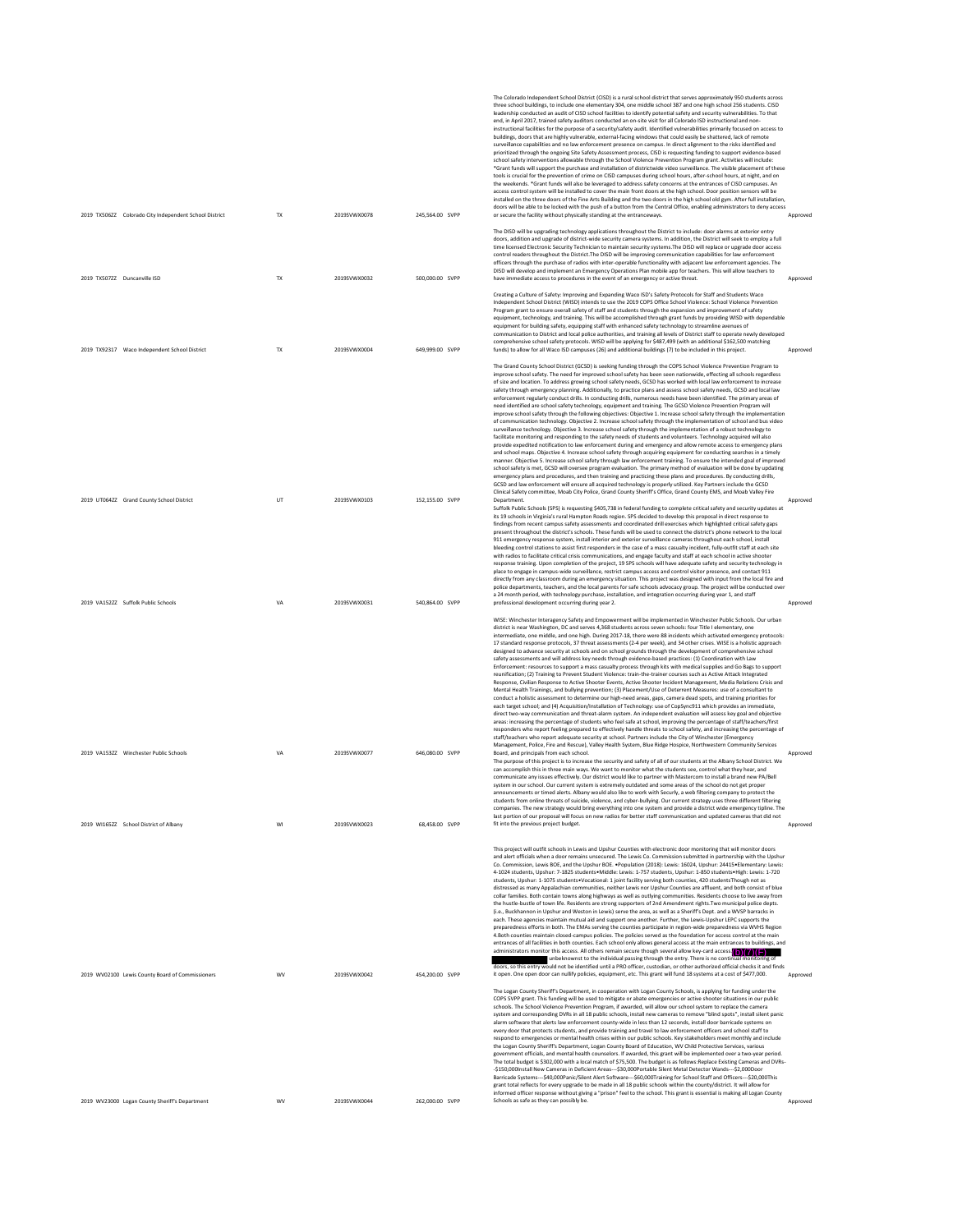| | | | | | | | |
|---|---|---|---|---|---|---|---|
| 2019 | TX506ZZ | Colorado City Independent School District | TX | 2019SVWX0078 | 245,564.00 | SVPP | The Colorado Independent School District (CISD) is a rural school district that serves approximately 950 students across three school buildings, to include one elementary 304, one middle school 387 and one high school 256 students. CISD leadership conducted an audit of CISD school facilities to identify potential safety and security vulnerabilities. To that end, in April 2017, trained safety auditors conducted an on-site visit for all Colorado ISD instructional and non-instructional facilities for the purpose of a security/safety audit. Identified vulnerabilities primarily focused on access to buildings, doors that are highly vulnerable, external-facing windows that could easily be shattered, lack of remote surveillance capabilities and no law enforcement presence on campus. In direct alignment to the risks identified and prioritized through the ongoing Site Safety Assessment process, CISD is requesting funding to support evidence-based school safety interventions allowable through the School Violence Prevention Program grant. Activities will include: *Grant funds will support the purchase and installation of districtwide video surveillance. The visible placement of these tools is crucial for the prevention of crime on CISD campuses during school hours, after-school hours, at night, and on the weekends. *Grant funds will also be leveraged to address safety concerns at the entrances of CISD campuses. An access control system will be installed to cover the main front doors at the high school. Door position sensors will be installed on the three doors of the Fine Arts Building and the two doors in the high school old gym. After full installation, doors will be able to be locked with the push of a button from the Central Office, enabling administrators to deny access or secure the facility without physically standing at the entranceways. | Approved |
| 2019 | TX507ZZ | Duncanville ISD | TX | 2019SVWX0032 | 500,000.00 | SVPP | The DISD will be upgrading technology applications throughout the District to include: door alarms at exterior entry doors, addition and upgrade of district-wide security camera systems. In addition, the District will seek to employ a full time licensed Electronic Security Technician to maintain security systems.The DISD will replace or upgrade door access control readers throughout the District.The DISD will be improving communication capabilities for law enforcement officers through the purchase of radios with inter-operable functionality with adjacent law enforcement agencies. The DISD will develop and implement an Emergency Operations Plan mobile app for teachers. This will allow teachers to have immediate access to procedures in the event of an emergency or active threat. | Approved |
| 2019 | TX92317 | Waco Independent School District | TX | 2019SVWX0004 | 649,999.00 | SVPP | Creating a Culture of Safety: Improving and Expanding Waco ISD's Safety Protocols for Staff and Students Waco Independent School District (WISD) intends to use the 2019 COPS Office School Violence: School Violence Prevention Program grant to ensure overall safety of staff and students through the expansion and improvement of safety equipment, technology, and training. This will be accomplished through grant funds by providing WISD with dependable equipment for building safety, equipping staff with enhanced safety technology to streamline avenues of communication to District and local police authorities, and training all levels of District staff to operate newly developed comprehensive school safety protocols. WISD will be applying for $487,499 (with an additional $162,500 matching funds) to allow for all Waco ISD campuses (26) and additional buildings (7) to be included in this project. | Approved |
| 2019 | UT064ZZ | Grand County School District | UT | 2019SVWX0103 | 152,155.00 | SVPP | The Grand County School District (GCSD) is seeking funding through the COPS School Violence Prevention Program to improve school safety. The need for improved school safety has been seen nationwide, effecting all schools regardless of size and location. To address growing school safety needs, GCSD has worked with local law enforcement to increase safety through emergency planning. Additionally, to practice plans and assess school safety needs, GCSD and local law enforcement regularly conduct drills. In conducting drills, numerous needs have been identified. The primary areas of need identified are school safety technology, equipment and training. The GCSD Violence Prevention Program will improve school safety through the following objectives: Objective 1. Increase school safety through the implementation of communication technology. Objective 2. Increase school safety through the implementation of school and bus video surveillance technology. Objective 3. Increase school safety through the implementation of a robust technology to facilitate monitoring and responding to the safety needs of students and volunteers. Technology acquired will also provide expedited notification to law enforcement during and emergency and allow remote access to emergency plans and school maps. Objective 4. Increase school safety through acquiring equipment for conducting searches in a timely manner. Objective 5. Increase school safety through law enforcement training. To ensure the intended goal of improved school safety is met, GCSD will oversee program evaluation. The primary method of evaluation will be done by updating emergency plans and procedures, and then training and practicing these plans and procedures. By conducting drills, GCSD and law enforcement will ensure all acquired technology is properly utilized. Key Partners include the GCSD Clinical Safety committee, Moab City Police, Grand County Sheriff's Office, Grand County EMS, and Moab Valley Fire Department. | Approved |
| 2019 | VA152ZZ | Suffolk Public Schools | VA | 2019SVWX0031 | 540,864.00 | SVPP | Suffolk Public Schools (SPS) is requesting $405,738 in federal funding to complete critical safety and security updates at its 19 schools in Virginia's rural Hampton Roads region. SPS decided to develop this proposal in direct response to findings from recent campus safety assessments and coordinated drill exercises which highlighted critical safety gaps present throughout the district's schools. These funds will be used to connect the district's phone network to the local 911 emergency response system, install interior and exterior surveillance cameras throughout each school, install bleeding control stations to assist first responders in the case of a mass casualty incident, fully-outfit staff at each site with radios to facilitate critical crisis communications, and engage faculty and staff at each school in active shooter response training. Upon completion of the project, 19 SPS schools will have adequate safety and security technology in place to engage in campus-wide surveillance, restrict campus access and control visitor presence, and contact 911 directly from any classroom during an emergency situation. This project was designed with input from the local fire and police departments, teachers, and the local parents for safe schools advocacy group. The project will be conducted over a 24 month period, with technology purchase, installation, and integration occurring during year 1, and staff professional development occurring during year 2. | Approved |
| 2019 | VA153ZZ | Winchester Public Schools | VA | 2019SVWX0077 | 646,080.00 | SVPP | WISE: Winchester Interagency Safety and Empowerment will be implemented in Winchester Public Schools. Our urban district is near Washington, DC and serves 4,368 students across seven schools: four Title I elementary, one intermediate, one middle, and one high. During 2017-18, there were 88 incidents which activated emergency protocols: 17 standard response protocols, 37 threat assessments (2-4 per week), and 34 other crises. WISE is a holistic approach designed to advance security at schools and on school grounds through the development of comprehensive school safety assessments and will address key needs through evidence-based practices: (1) Coordination with Law Enforcement: resources to support a mass casualty process through kits with medical supplies and Go Bags to support reunification; (2) Training to Prevent Student Violence: train-the-trainer courses such as Active Attack Integrated Response, Civilian Response to Active Shooter Events, Active Shooter Incident Management, Media Relations Crisis and Mental Health Trainings, and bullying prevention; (3) Placement/Use of Deterrent Measures: use of a consultant to conduct a holistic assessment to determine our high-need areas, gaps, camera dead spots, and training priorities for each target school; and (4) Acquisition/Installation of Technology: use of CopSync911 which provides an immediate, direct two-way communication and threat-alarm system. An independent evaluation will assess key goal and objective areas: increasing the percentage of students who feel safe at school, improving the percentage of staff/teachers/first responders who report feeling prepared to effectively handle threats to school safety, and increasing the percentage of staff/teachers who report adequate security at school. Partners include the City of Winchester (Emergency Management, Police, Fire and Rescue), Valley Health System, Blue Ridge Hospice, Northwestern Community Services Board, and principals from each school. | Approved |
| 2019 | WI165ZZ | School District of Albany | WI | 2019SVWX0023 | 68,458.00 | SVPP | The purpose of this project is to increase the security and safety of all of our students at the Albany School District. We can accomplish this in three main ways. We want to monitor what the students see, control what they hear, and communicate any issues effectively. Our district would like to partner with Mastercom to install a brand new PA/Bell system in our school. Our current system is extremely outdated and some areas of the school do not get proper announcements or timed alerts. Albany would also like to work with Securly, a web filtering company to protect the students from online threats of suicide, violence, and cyber-bullying. Our current strategy uses three different filtering companies. The new strategy would bring everything into one system and provide a district wide emergency tipline. The last portion of our proposal will focus on new radios for better staff communication and updated cameras that did not fit into the previous project budget. | Approved |
| 2019 | WV02100 | Lewis County Board of Commissioners | WV | 2019SVWX0042 | 454,200.00 | SVPP | This project will outfit schools in Lewis and Upshur Counties with electronic door monitoring that will monitor doors and alert officials when a door remains unsecured. The Lewis Co. Commission submitted in partnership with the Upshur Co. Commission, Lewis BOE, and the Upshur BOE. •Population (2018): Lewis: 16024, Upshur: 24415•Elementary: Lewis: 4-1024 students, Upshur: 7-1825 students•Middle: Lewis: 1-757 students, Upshur: 1-850 students•High: Lewis: 1-720 students, Upshur: 1-1075 students•Vocational: 1 joint facility serving both counties, 420 studentsThough not as distressed as many Appalachian communities, neither Lewis nor Upshur Counties are affluent, and both consist of blue collar families. Both contain towns along highways as well as outlying communities. Residents choose to live away from the hustle-bustle of town life. Residents are strong supporters of 2nd Amendment rights.Two municipal police depts. (i.e., Buckhannon in Upshur and Weston in Lewis) serve the area, as well as a Sheriff's Dept. and a WVSP barracks in each. These agencies maintain mutual aid and support one another. Further, the Lewis-Upshur LEPC supports the preparedness efforts in both. The EMAs serving the counties participate in region-wide preparedness via WVHS Region 4.Both counties maintain closed-campus policies. The policies served as the foundation for access control at the main entrances of all facilities in both counties. Each school only allows general access at the main entrances to buildings, and administrators monitor this access. All others remain secure through several allow key-card access. (b)(7)(E) unbeknownst to the individual passing through the entry. There is no continual monitoring of doors, so this entry would not be identified until a PRO officer, custodian, or other authorized official checks it and finds it open. One open door can nullify policies, equipment, etc. This grant will fund 18 systems at a cost of $477,000. | Approved |
| 2019 | WV23000 | Logan County Sheriff's Department | WV | 2019SVWX0044 | 262,000.00 | SVPP | The Logan County Sheriff's Department, in cooperation with Logan County Schools, is applying for funding under the COPS SVPP grant. This funding will be used to mitigate or abate emergencies or active shooter situations in our public schools. The School Violence Prevention Program, if awarded, will allow our school system to replace the camera system and corresponding DVRs in all 18 public schools, install new cameras to remove "blind spots", install silent panic alarm software that alerts law enforcement county-wide in less than 12 seconds, install door barricade systems on every door that protects students, and provide training and travel to law enforcement officers and school staff to respond to emergencies or mental health crises within our public schools. Key stakeholders meet monthly and include the Logan County Sheriff's Department, Logan County Board of Education, WV Child Protective Services, various government officials, and mental health counselors. If awarded, this grant will be implemented over a two-year period. The total budget is $302,000 with a local match of $75,500. The budget is as follows:Replace Existing Cameras and DVRs--$150,000Install New Cameras in Deficient Areas---$30,000Portable Silent Metal Detector Wands---$2,000Door Barricade Systems---$40,000Panic/Silent Alert Software---$60,000Training for School Staff and Officers---$20,000This grant total reflects for every upgrade to be made in all 18 public schools within the county/district. It will allow for informed officer response without giving a "prison" feel to the school. This grant is essential is making all Logan County Schools as safe as they can possibly be. | Approved |